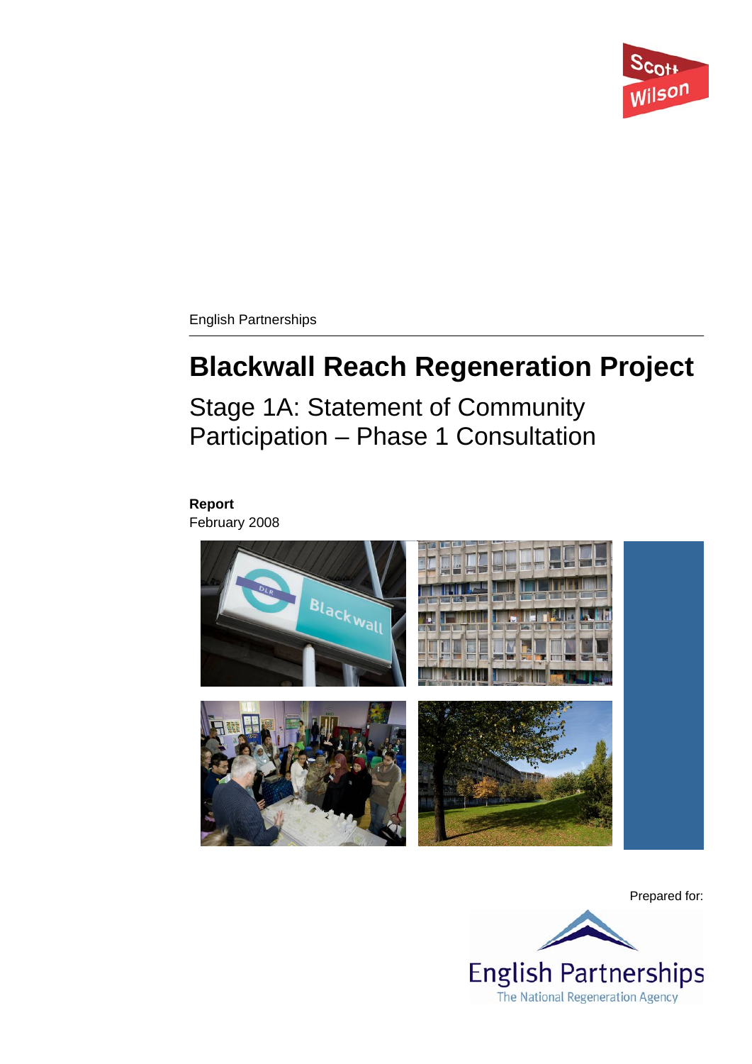English Partnerships

# Blackwall Reach Regeneration Project

## Stage 1A: Statement of Community Participation – Phase 1 Consultation

**Report**
February 2008

Prepared for: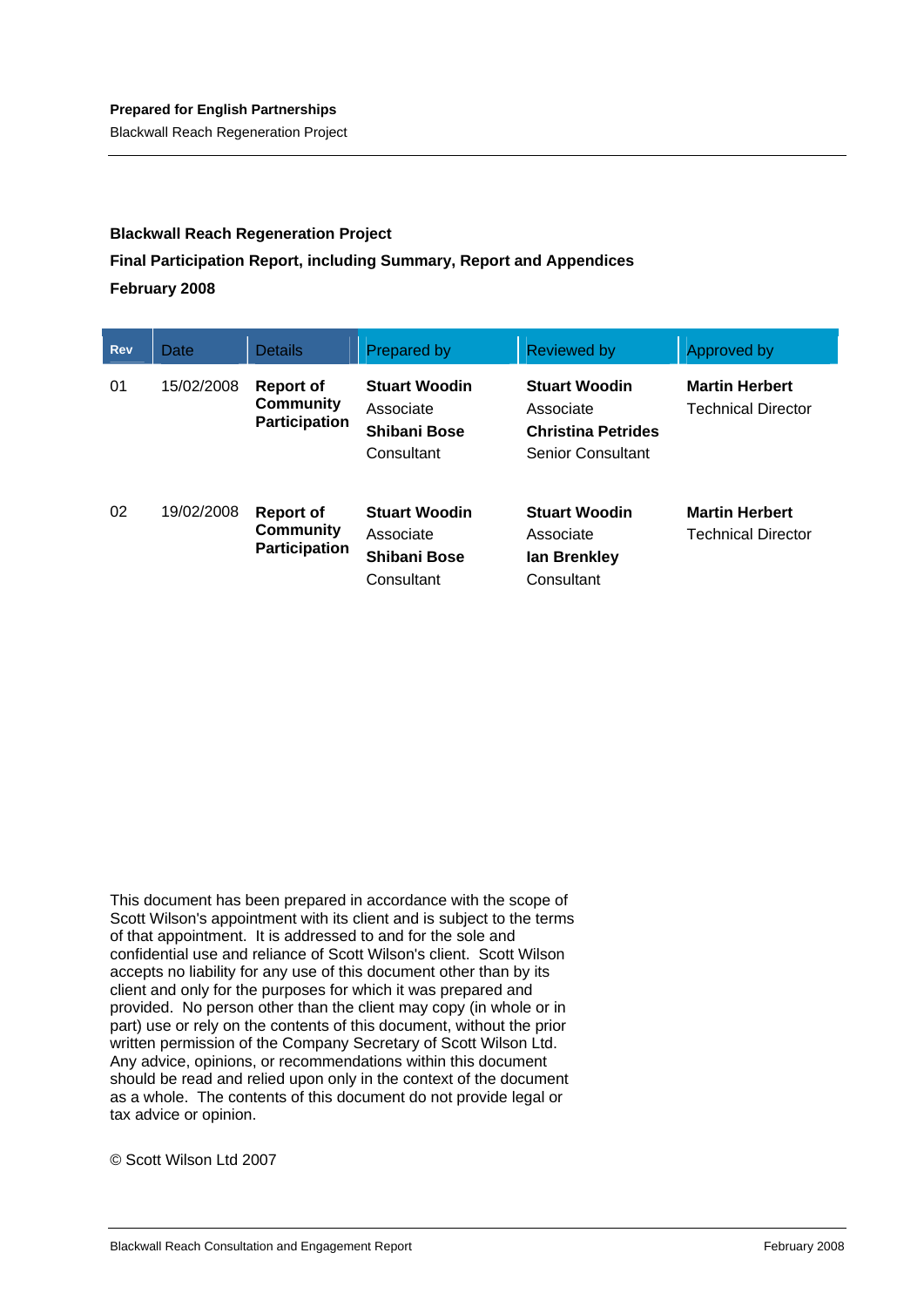**Prepared for English Partnerships**

Blackwall Reach Regeneration Project

**Blackwall Reach Regeneration Project**

**Final Participation Report, including Summary, Report and Appendices**

**February 2008**

| Rev | Date | Details | Prepared by | Reviewed by | Approved by |
|---|---|---|---|---|---|
| 01 | 15/02/2008 | **Report of Community Participation** | **Stuart Woodin** Associate **Shibani Bose** Consultant | **Stuart Woodin** Associate **Christina Petrides** Senior Consultant | **Martin Herbert** Technical Director |
| 02 | 19/02/2008 | **Report of Community Participation** | **Stuart Woodin** Associate **Shibani Bose** Consultant | **Stuart Woodin** Associate **Ian Brenkley** Consultant | **Martin Herbert** Technical Director |

This document has been prepared in accordance with the scope of Scott Wilson's appointment with its client and is subject to the terms of that appointment. It is addressed to and for the sole and confidential use and reliance of Scott Wilson's client. Scott Wilson accepts no liability for any use of this document other than by its client and only for the purposes for which it was prepared and provided. No person other than the client may copy (in whole or in part) use or rely on the contents of this document, without the prior written permission of the Company Secretary of Scott Wilson Ltd. Any advice, opinions, or recommendations within this document should be read and relied upon only in the context of the document as a whole. The contents of this document do not provide legal or tax advice or opinion.

© Scott Wilson Ltd 2007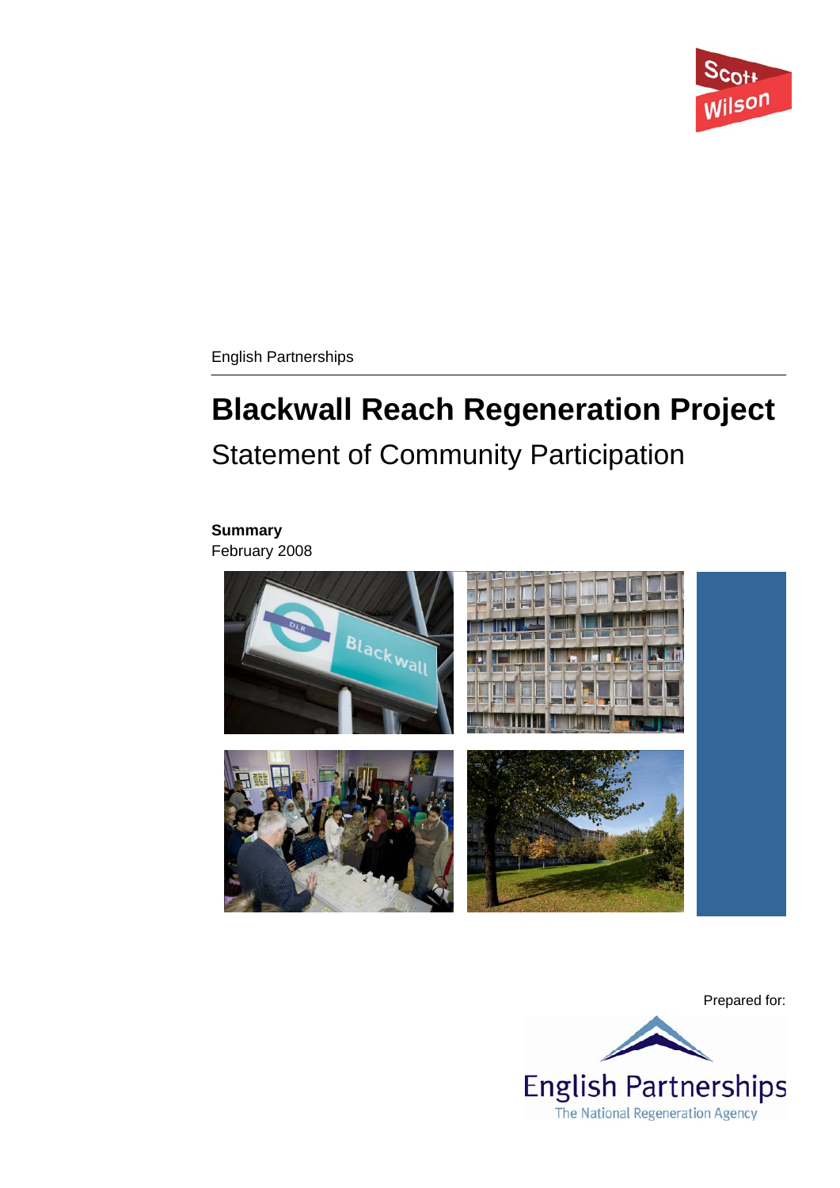English Partnerships

# Blackwall Reach Regeneration Project

## Statement of Community Participation

**Summary**

February 2008

Prepared for:

English Partnerships

The National Regeneration Agency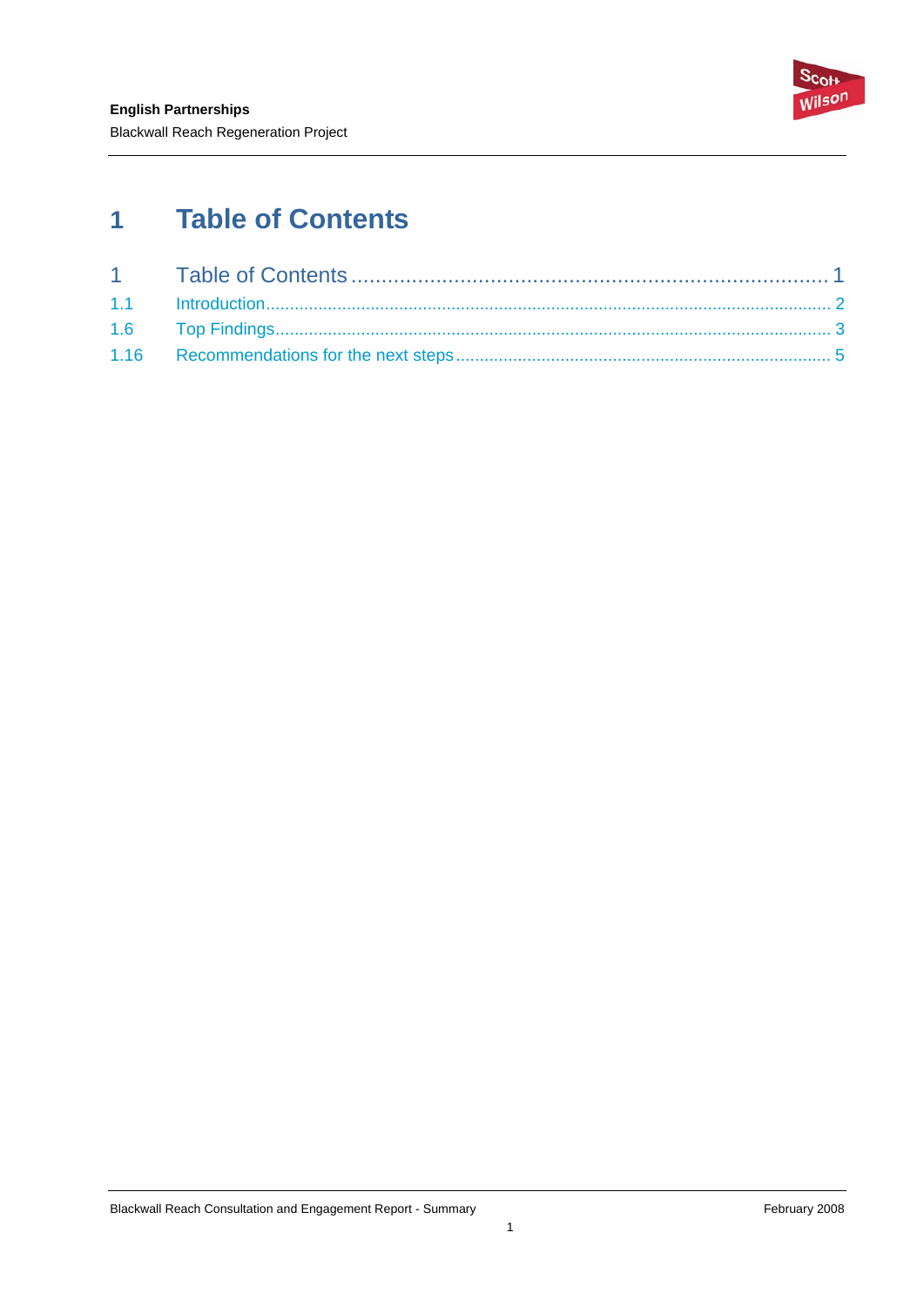# 1 Table of Contents

1 Table of Contents ........................................................................ 1
1.1 Introduction .................................................................................. 2
1.6 Top Findings ................................................................................. 3
1.16 Recommendations for the next steps ........................................... 5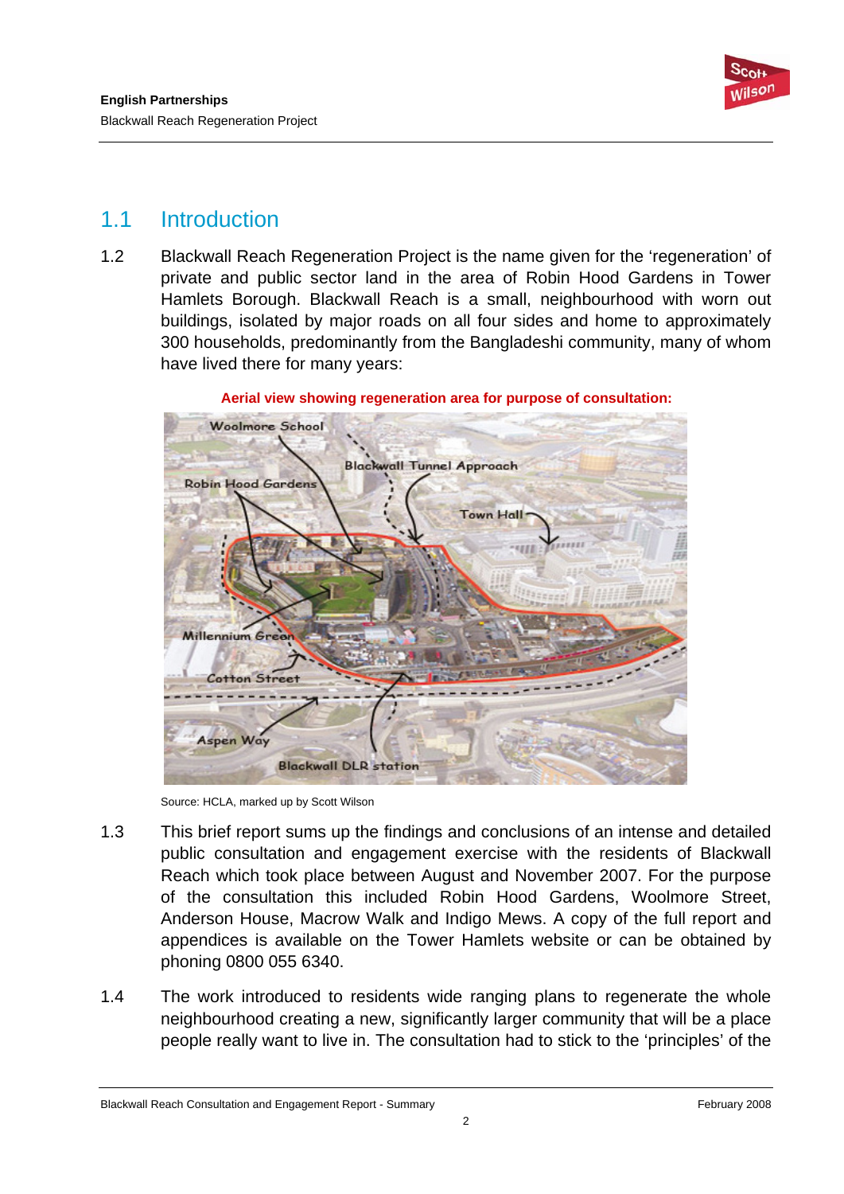## 1.1 Introduction

1.2 Blackwall Reach Regeneration Project is the name given for the 'regeneration' of private and public sector land in the area of Robin Hood Gardens in Tower Hamlets Borough. Blackwall Reach is a small, neighbourhood with worn out buildings, isolated by major roads on all four sides and home to approximately 300 households, predominantly from the Bangladeshi community, many of whom have lived there for many years:

**Aerial view showing regeneration area for purpose of consultation:**

Source: HCLA, marked up by Scott Wilson

1.3 This brief report sums up the findings and conclusions of an intense and detailed public consultation and engagement exercise with the residents of Blackwall Reach which took place between August and November 2007. For the purpose of the consultation this included Robin Hood Gardens, Woolmore Street, Anderson House, Macrow Walk and Indigo Mews. A copy of the full report and appendices is available on the Tower Hamlets website or can be obtained by phoning 0800 055 6340.

1.4 The work introduced to residents wide ranging plans to regenerate the whole neighbourhood creating a new, significantly larger community that will be a place people really want to live in. The consultation had to stick to the 'principles' of the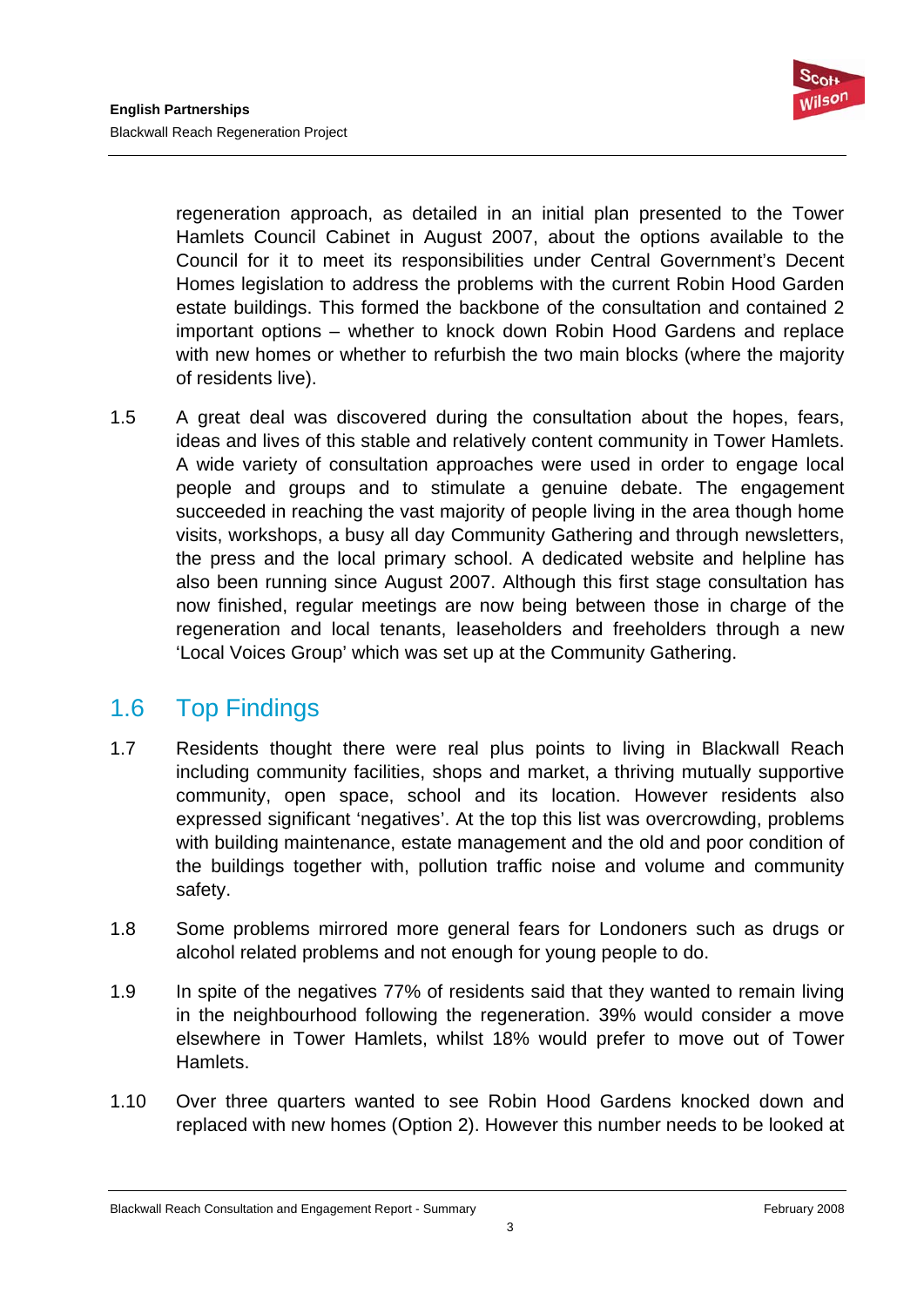regeneration approach, as detailed in an initial plan presented to the Tower Hamlets Council Cabinet in August 2007, about the options available to the Council for it to meet its responsibilities under Central Government's Decent Homes legislation to address the problems with the current Robin Hood Garden estate buildings. This formed the backbone of the consultation and contained 2 important options – whether to knock down Robin Hood Gardens and replace with new homes or whether to refurbish the two main blocks (where the majority of residents live).

1.5 A great deal was discovered during the consultation about the hopes, fears, ideas and lives of this stable and relatively content community in Tower Hamlets. A wide variety of consultation approaches were used in order to engage local people and groups and to stimulate a genuine debate. The engagement succeeded in reaching the vast majority of people living in the area though home visits, workshops, a busy all day Community Gathering and through newsletters, the press and the local primary school. A dedicated website and helpline has also been running since August 2007. Although this first stage consultation has now finished, regular meetings are now being between those in charge of the regeneration and local tenants, leaseholders and freeholders through a new 'Local Voices Group' which was set up at the Community Gathering.

## 1.6 Top Findings

1.7 Residents thought there were real plus points to living in Blackwall Reach including community facilities, shops and market, a thriving mutually supportive community, open space, school and its location. However residents also expressed significant 'negatives'. At the top this list was overcrowding, problems with building maintenance, estate management and the old and poor condition of the buildings together with, pollution traffic noise and volume and community safety.

1.8 Some problems mirrored more general fears for Londoners such as drugs or alcohol related problems and not enough for young people to do.

1.9 In spite of the negatives 77% of residents said that they wanted to remain living in the neighbourhood following the regeneration. 39% would consider a move elsewhere in Tower Hamlets, whilst 18% would prefer to move out of Tower Hamlets.

1.10 Over three quarters wanted to see Robin Hood Gardens knocked down and replaced with new homes (Option 2). However this number needs to be looked at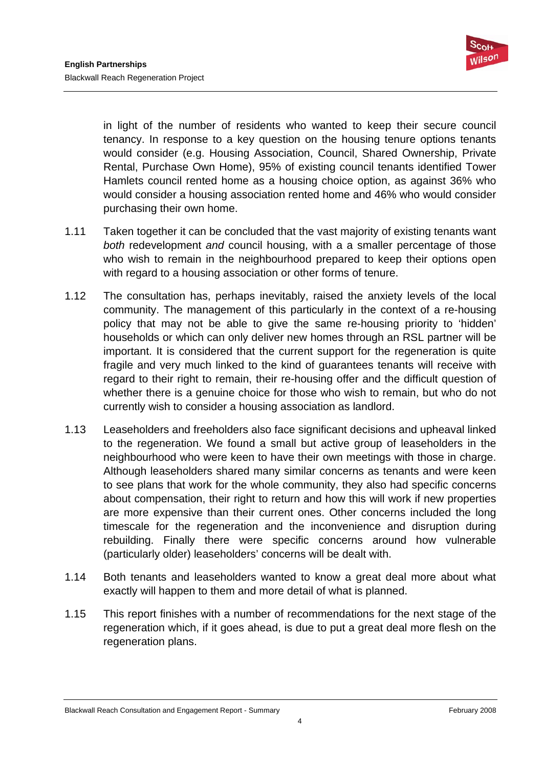in light of the number of residents who wanted to keep their secure council tenancy. In response to a key question on the housing tenure options tenants would consider (e.g. Housing Association, Council, Shared Ownership, Private Rental, Purchase Own Home), 95% of existing council tenants identified Tower Hamlets council rented home as a housing choice option, as against 36% who would consider a housing association rented home and 46% who would consider purchasing their own home.

1.11 Taken together it can be concluded that the vast majority of existing tenants want *both* redevelopment *and* council housing, with a a smaller percentage of those who wish to remain in the neighbourhood prepared to keep their options open with regard to a housing association or other forms of tenure.

1.12 The consultation has, perhaps inevitably, raised the anxiety levels of the local community. The management of this particularly in the context of a re-housing policy that may not be able to give the same re-housing priority to 'hidden' households or which can only deliver new homes through an RSL partner will be important. It is considered that the current support for the regeneration is quite fragile and very much linked to the kind of guarantees tenants will receive with regard to their right to remain, their re-housing offer and the difficult question of whether there is a genuine choice for those who wish to remain, but who do not currently wish to consider a housing association as landlord.

1.13 Leaseholders and freeholders also face significant decisions and upheaval linked to the regeneration. We found a small but active group of leaseholders in the neighbourhood who were keen to have their own meetings with those in charge. Although leaseholders shared many similar concerns as tenants and were keen to see plans that work for the whole community, they also had specific concerns about compensation, their right to return and how this will work if new properties are more expensive than their current ones. Other concerns included the long timescale for the regeneration and the inconvenience and disruption during rebuilding. Finally there were specific concerns around how vulnerable (particularly older) leaseholders' concerns will be dealt with.

1.14 Both tenants and leaseholders wanted to know a great deal more about what exactly will happen to them and more detail of what is planned.

1.15 This report finishes with a number of recommendations for the next stage of the regeneration which, if it goes ahead, is due to put a great deal more flesh on the regeneration plans.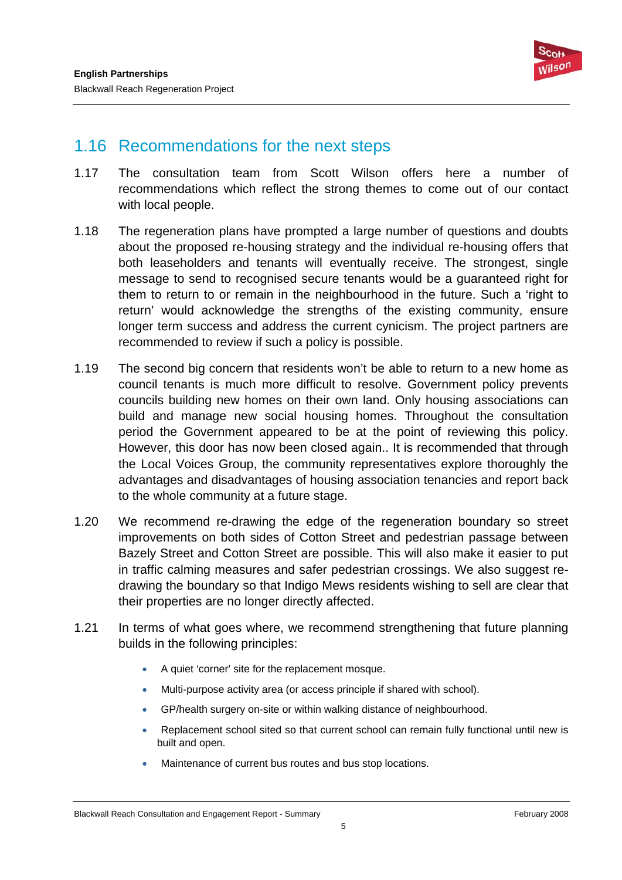## 1.16 Recommendations for the next steps

1.17 The consultation team from Scott Wilson offers here a number of recommendations which reflect the strong themes to come out of our contact with local people.

1.18 The regeneration plans have prompted a large number of questions and doubts about the proposed re-housing strategy and the individual re-housing offers that both leaseholders and tenants will eventually receive. The strongest, single message to send to recognised secure tenants would be a guaranteed right for them to return to or remain in the neighbourhood in the future. Such a 'right to return' would acknowledge the strengths of the existing community, ensure longer term success and address the current cynicism. The project partners are recommended to review if such a policy is possible.

1.19 The second big concern that residents won't be able to return to a new home as council tenants is much more difficult to resolve. Government policy prevents councils building new homes on their own land. Only housing associations can build and manage new social housing homes. Throughout the consultation period the Government appeared to be at the point of reviewing this policy. However, this door has now been closed again.. It is recommended that through the Local Voices Group, the community representatives explore thoroughly the advantages and disadvantages of housing association tenancies and report back to the whole community at a future stage.

1.20 We recommend re-drawing the edge of the regeneration boundary so street improvements on both sides of Cotton Street and pedestrian passage between Bazely Street and Cotton Street are possible. This will also make it easier to put in traffic calming measures and safer pedestrian crossings. We also suggest re-drawing the boundary so that Indigo Mews residents wishing to sell are clear that their properties are no longer directly affected.

1.21 In terms of what goes where, we recommend strengthening that future planning builds in the following principles:

- A quiet 'corner' site for the replacement mosque.
- Multi-purpose activity area (or access principle if shared with school).
- GP/health surgery on-site or within walking distance of neighbourhood.
- Replacement school sited so that current school can remain fully functional until new is built and open.
- Maintenance of current bus routes and bus stop locations.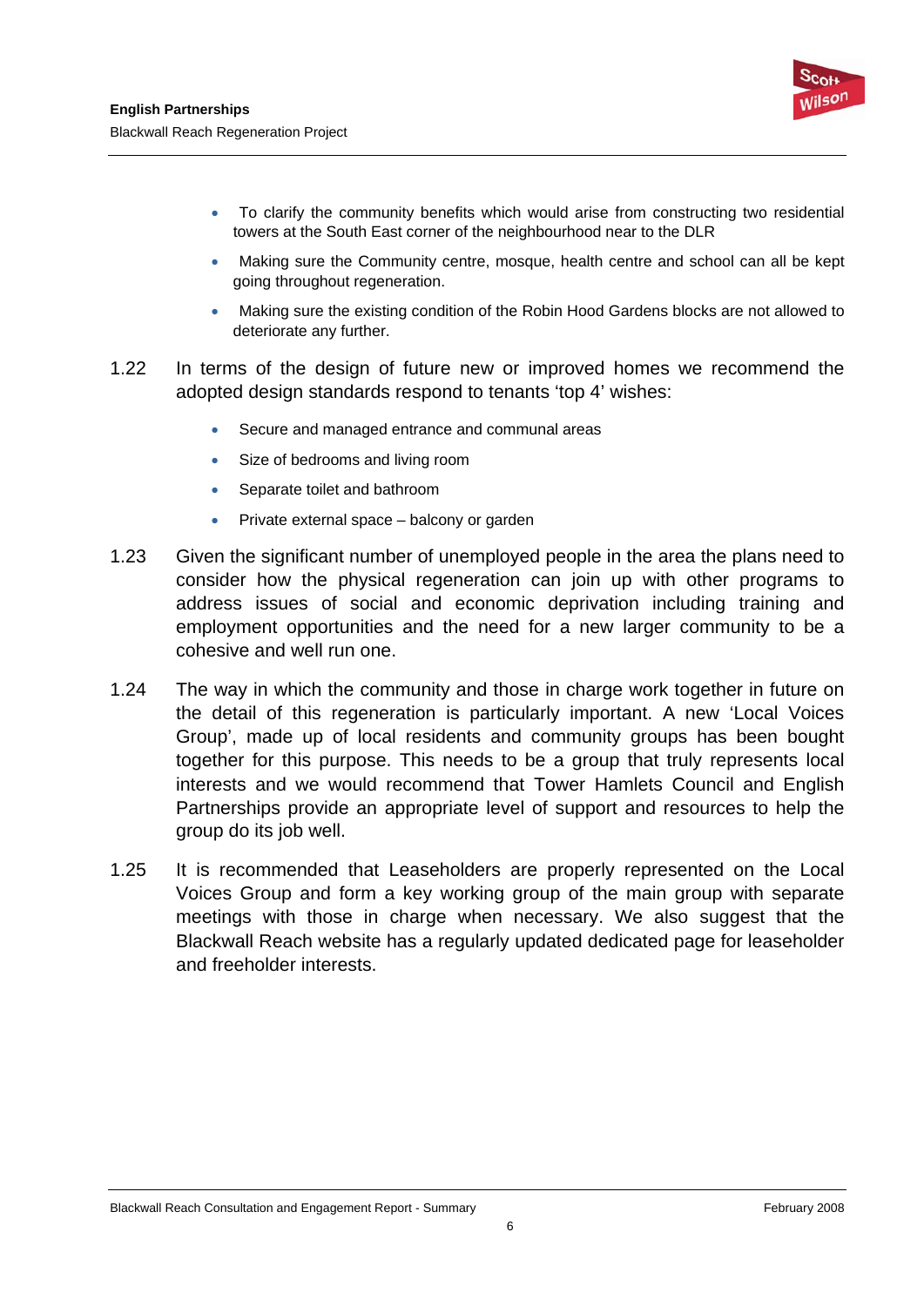- To clarify the community benefits which would arise from constructing two residential towers at the South East corner of the neighbourhood near to the DLR
- Making sure the Community centre, mosque, health centre and school can all be kept going throughout regeneration.
- Making sure the existing condition of the Robin Hood Gardens blocks are not allowed to deteriorate any further.

1.22 In terms of the design of future new or improved homes we recommend the adopted design standards respond to tenants 'top 4' wishes:

- Secure and managed entrance and communal areas
- Size of bedrooms and living room
- Separate toilet and bathroom
- Private external space – balcony or garden

1.23 Given the significant number of unemployed people in the area the plans need to consider how the physical regeneration can join up with other programs to address issues of social and economic deprivation including training and employment opportunities and the need for a new larger community to be a cohesive and well run one.

1.24 The way in which the community and those in charge work together in future on the detail of this regeneration is particularly important. A new 'Local Voices Group', made up of local residents and community groups has been bought together for this purpose. This needs to be a group that truly represents local interests and we would recommend that Tower Hamlets Council and English Partnerships provide an appropriate level of support and resources to help the group do its job well.

1.25 It is recommended that Leaseholders are properly represented on the Local Voices Group and form a key working group of the main group with separate meetings with those in charge when necessary. We also suggest that the Blackwall Reach website has a regularly updated dedicated page for leaseholder and freeholder interests.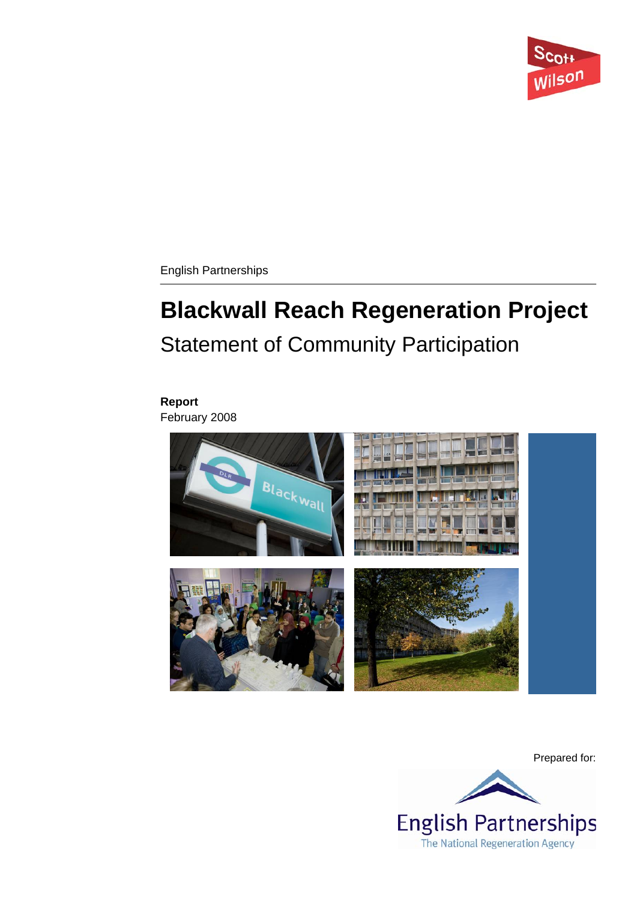English Partnerships

# Blackwall Reach Regeneration Project

## Statement of Community Participation

**Report**

February 2008

Prepared for:

English Partnerships

The National Regeneration Agency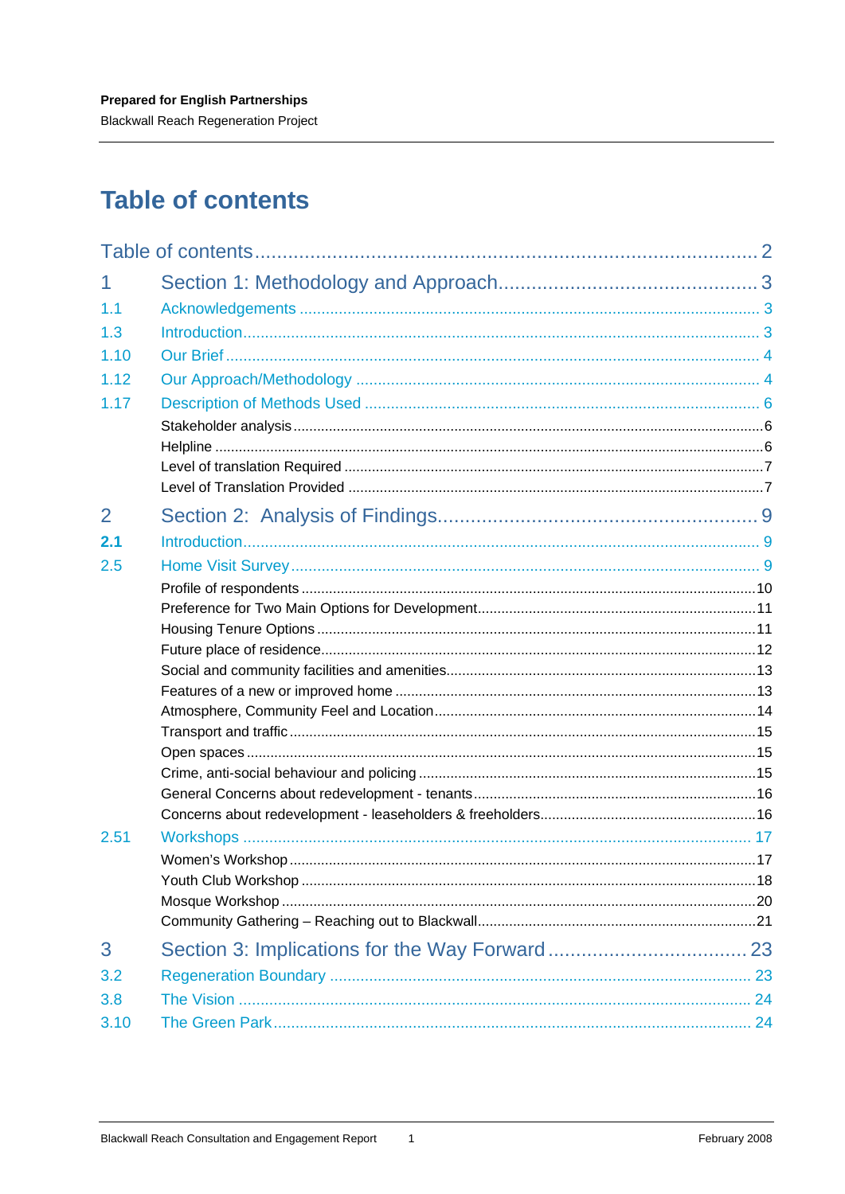# Table of contents

Table of contents ... 2

1 Section 1: Methodology and Approach ... 3

- 1.1 Acknowledgements ... 3
- 1.3 Introduction ... 3
- 1.10 Our Brief ... 4
- 1.12 Our Approach/Methodology ... 4
- 1.17 Description of Methods Used ... 6
  - Stakeholder analysis ... 6
  - Helpline ... 6
  - Level of translation Required ... 7
  - Level of Translation Provided ... 7

2 Section 2: Analysis of Findings ... 9

- 2.1 Introduction ... 9
- 2.5 Home Visit Survey ... 9
  - Profile of respondents ... 10
  - Preference for Two Main Options for Development ... 11
  - Housing Tenure Options ... 11
  - Future place of residence ... 12
  - Social and community facilities and amenities ... 13
  - Features of a new or improved home ... 13
  - Atmosphere, Community Feel and Location ... 14
  - Transport and traffic ... 15
  - Open spaces ... 15
  - Crime, anti-social behaviour and policing ... 15
  - General Concerns about redevelopment - tenants ... 16
  - Concerns about redevelopment - leaseholders & freeholders ... 16
- 2.51 Workshops ... 17
  - Women's Workshop ... 17
  - Youth Club Workshop ... 18
  - Mosque Workshop ... 20
  - Community Gathering – Reaching out to Blackwall ... 21

3 Section 3: Implications for the Way Forward ... 23

- 3.2 Regeneration Boundary ... 23
- 3.8 The Vision ... 24
- 3.10 The Green Park ... 24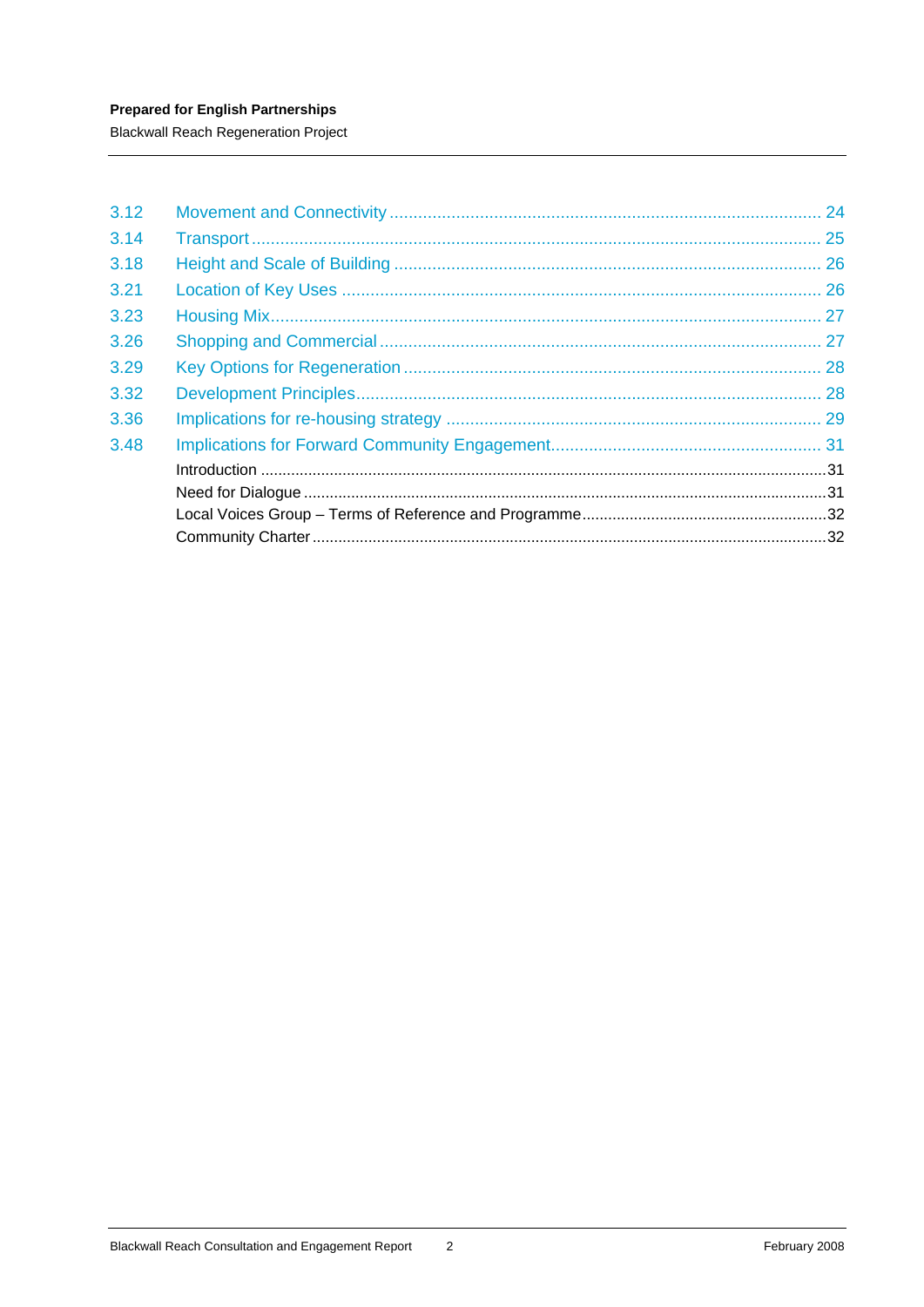| | | |
|---|---|---|
| 3.12 | Movement and Connectivity | 24 |
| 3.14 | Transport | 25 |
| 3.18 | Height and Scale of Building | 26 |
| 3.21 | Location of Key Uses | 26 |
| 3.23 | Housing Mix | 27 |
| 3.26 | Shopping and Commercial | 27 |
| 3.29 | Key Options for Regeneration | 28 |
| 3.32 | Development Principles | 28 |
| 3.36 | Implications for re-housing strategy | 29 |
| 3.48 | Implications for Forward Community Engagement | 31 |
| | Introduction | 31 |
| | Need for Dialogue | 31 |
| | Local Voices Group – Terms of Reference and Programme | 32 |
| | Community Charter | 32 |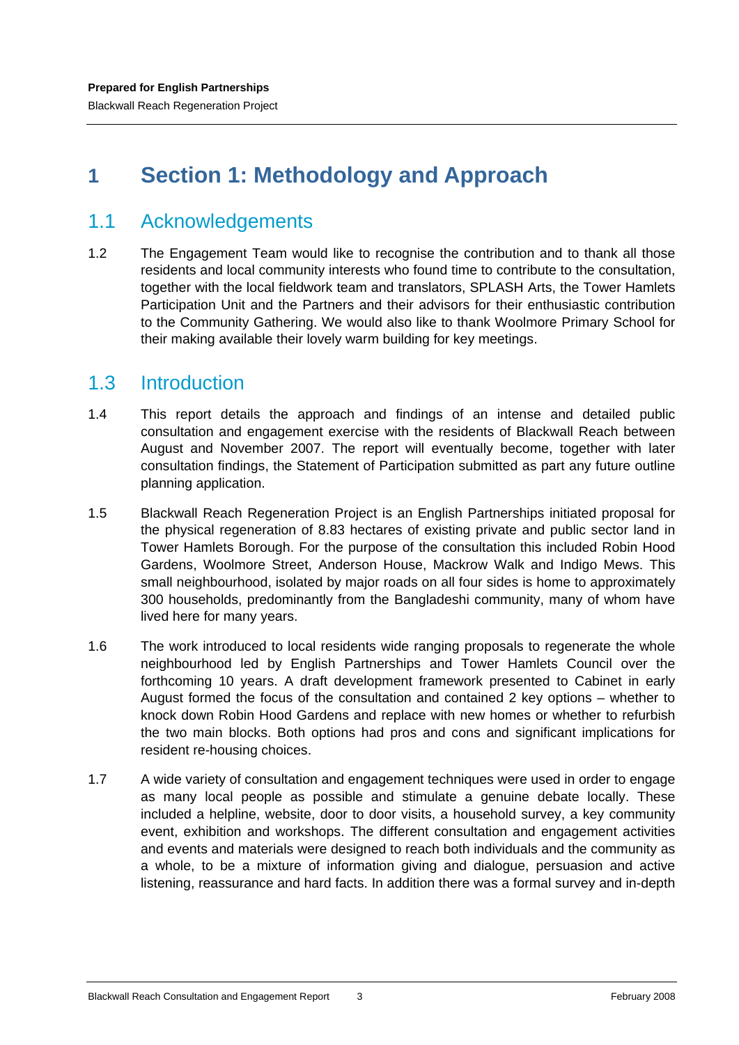# 1 Section 1: Methodology and Approach

## 1.1 Acknowledgements

1.2 The Engagement Team would like to recognise the contribution and to thank all those residents and local community interests who found time to contribute to the consultation, together with the local fieldwork team and translators, SPLASH Arts, the Tower Hamlets Participation Unit and the Partners and their advisors for their enthusiastic contribution to the Community Gathering. We would also like to thank Woolmore Primary School for their making available their lovely warm building for key meetings.

## 1.3 Introduction

1.4 This report details the approach and findings of an intense and detailed public consultation and engagement exercise with the residents of Blackwall Reach between August and November 2007. The report will eventually become, together with later consultation findings, the Statement of Participation submitted as part any future outline planning application.

1.5 Blackwall Reach Regeneration Project is an English Partnerships initiated proposal for the physical regeneration of 8.83 hectares of existing private and public sector land in Tower Hamlets Borough. For the purpose of the consultation this included Robin Hood Gardens, Woolmore Street, Anderson House, Mackrow Walk and Indigo Mews. This small neighbourhood, isolated by major roads on all four sides is home to approximately 300 households, predominantly from the Bangladeshi community, many of whom have lived here for many years.

1.6 The work introduced to local residents wide ranging proposals to regenerate the whole neighbourhood led by English Partnerships and Tower Hamlets Council over the forthcoming 10 years. A draft development framework presented to Cabinet in early August formed the focus of the consultation and contained 2 key options – whether to knock down Robin Hood Gardens and replace with new homes or whether to refurbish the two main blocks. Both options had pros and cons and significant implications for resident re-housing choices.

1.7 A wide variety of consultation and engagement techniques were used in order to engage as many local people as possible and stimulate a genuine debate locally. These included a helpline, website, door to door visits, a household survey, a key community event, exhibition and workshops. The different consultation and engagement activities and events and materials were designed to reach both individuals and the community as a whole, to be a mixture of information giving and dialogue, persuasion and active listening, reassurance and hard facts. In addition there was a formal survey and in-depth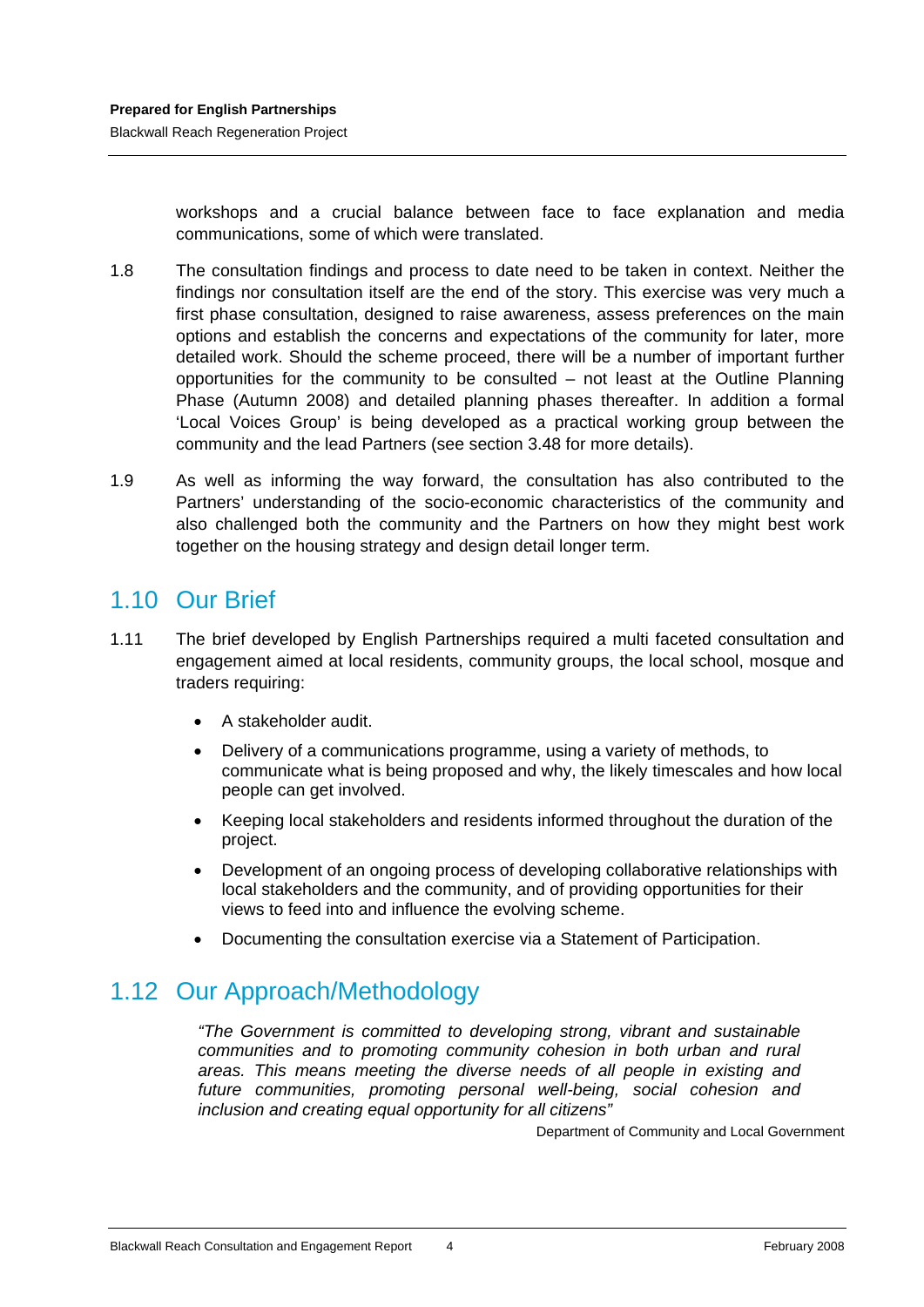workshops and a crucial balance between face to face explanation and media communications, some of which were translated.

1.8 The consultation findings and process to date need to be taken in context. Neither the findings nor consultation itself are the end of the story. This exercise was very much a first phase consultation, designed to raise awareness, assess preferences on the main options and establish the concerns and expectations of the community for later, more detailed work. Should the scheme proceed, there will be a number of important further opportunities for the community to be consulted – not least at the Outline Planning Phase (Autumn 2008) and detailed planning phases thereafter. In addition a formal 'Local Voices Group' is being developed as a practical working group between the community and the lead Partners (see section 3.48 for more details).

1.9 As well as informing the way forward, the consultation has also contributed to the Partners' understanding of the socio-economic characteristics of the community and also challenged both the community and the Partners on how they might best work together on the housing strategy and design detail longer term.

## 1.10 Our Brief

1.11 The brief developed by English Partnerships required a multi faceted consultation and engagement aimed at local residents, community groups, the local school, mosque and traders requiring:

- A stakeholder audit.
- Delivery of a communications programme, using a variety of methods, to communicate what is being proposed and why, the likely timescales and how local people can get involved.
- Keeping local stakeholders and residents informed throughout the duration of the project.
- Development of an ongoing process of developing collaborative relationships with local stakeholders and the community, and of providing opportunities for their views to feed into and influence the evolving scheme.
- Documenting the consultation exercise via a Statement of Participation.

## 1.12 Our Approach/Methodology

> *"The Government is committed to developing strong, vibrant and sustainable communities and to promoting community cohesion in both urban and rural areas. This means meeting the diverse needs of all people in existing and future communities, promoting personal well-being, social cohesion and inclusion and creating equal opportunity for all citizens"*
>
> Department of Community and Local Government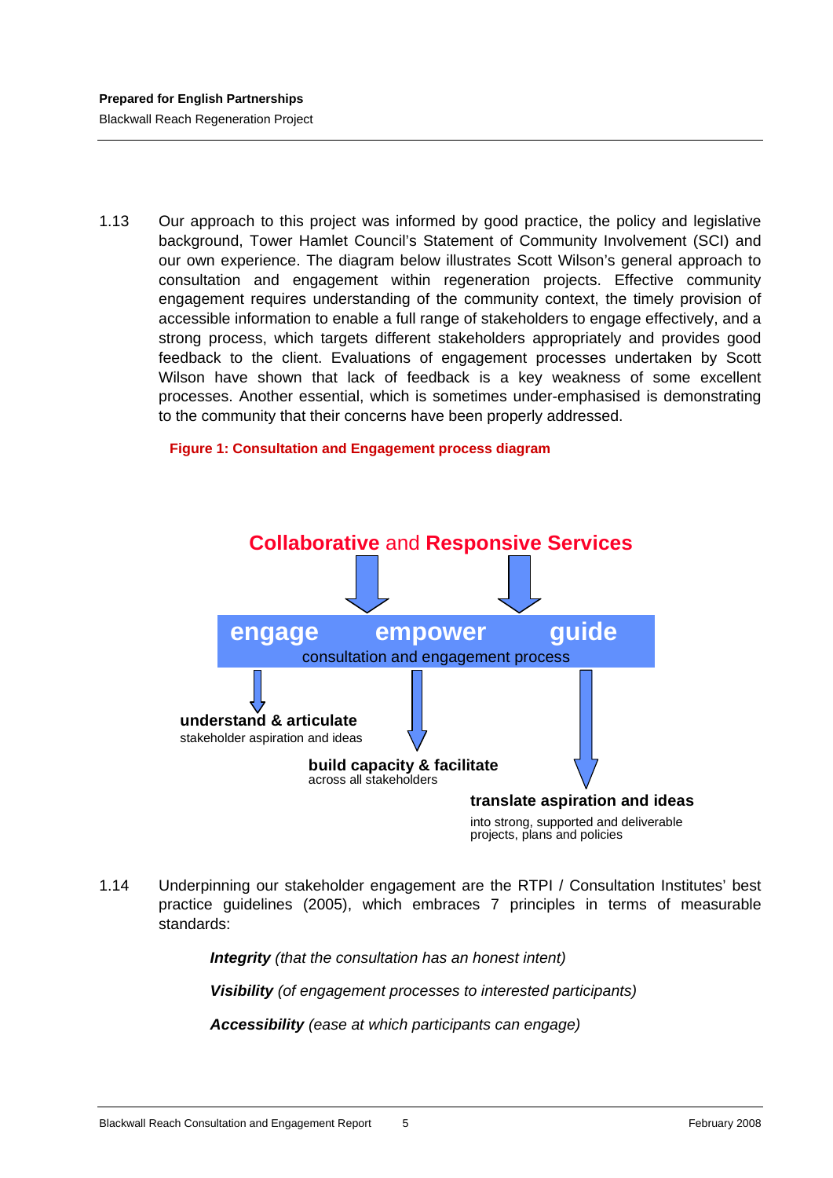1.13 Our approach to this project was informed by good practice, the policy and legislative background, Tower Hamlet Council's Statement of Community Involvement (SCI) and our own experience. The diagram below illustrates Scott Wilson's general approach to consultation and engagement within regeneration projects. Effective community engagement requires understanding of the community context, the timely provision of accessible information to enable a full range of stakeholders to engage effectively, and a strong process, which targets different stakeholders appropriately and provides good feedback to the client. Evaluations of engagement processes undertaken by Scott Wilson have shown that lack of feedback is a key weakness of some excellent processes. Another essential, which is sometimes under-emphasised is demonstrating to the community that their concerns have been properly addressed.

**Figure 1: Consultation and Engagement process diagram**

**Collaborative** and **Responsive Services**

**engage** **empower** **guide**

consultation and engagement process

**understand & articulate**
stakeholder aspiration and ideas

**build capacity & facilitate**
across all stakeholders

**translate aspiration and ideas**
into strong, supported and deliverable projects, plans and policies

1.14 Underpinning our stakeholder engagement are the RTPI / Consultation Institutes' best practice guidelines (2005), which embraces 7 principles in terms of measurable standards:

***Integrity*** *(that the consultation has an honest intent)*

***Visibility*** *(of engagement processes to interested participants)*

***Accessibility*** *(ease at which participants can engage)*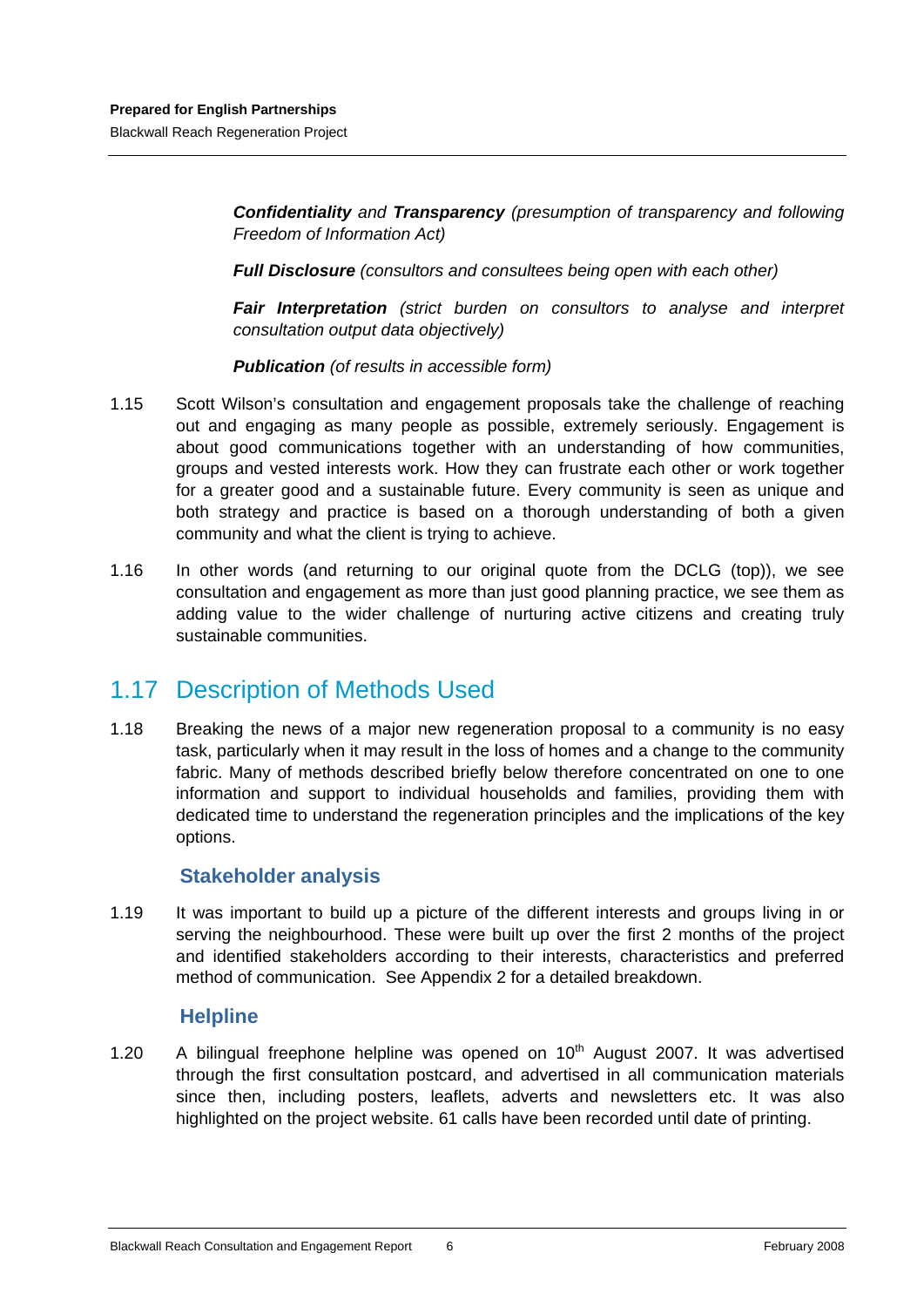***Confidentiality*** *and* ***Transparency*** *(presumption of transparency and following Freedom of Information Act)*

***Full Disclosure*** *(consultors and consultees being open with each other)*

***Fair Interpretation*** *(strict burden on consultors to analyse and interpret consultation output data objectively)*

***Publication*** *(of results in accessible form)*

1.15 Scott Wilson's consultation and engagement proposals take the challenge of reaching out and engaging as many people as possible, extremely seriously. Engagement is about good communications together with an understanding of how communities, groups and vested interests work. How they can frustrate each other or work together for a greater good and a sustainable future. Every community is seen as unique and both strategy and practice is based on a thorough understanding of both a given community and what the client is trying to achieve.

1.16 In other words (and returning to our original quote from the DCLG (top)), we see consultation and engagement as more than just good planning practice, we see them as adding value to the wider challenge of nurturing active citizens and creating truly sustainable communities.

## 1.17 Description of Methods Used

1.18 Breaking the news of a major new regeneration proposal to a community is no easy task, particularly when it may result in the loss of homes and a change to the community fabric. Many of methods described briefly below therefore concentrated on one to one information and support to individual households and families, providing them with dedicated time to understand the regeneration principles and the implications of the key options.

### Stakeholder analysis

1.19 It was important to build up a picture of the different interests and groups living in or serving the neighbourhood. These were built up over the first 2 months of the project and identified stakeholders according to their interests, characteristics and preferred method of communication. See Appendix 2 for a detailed breakdown.

### Helpline

1.20 A bilingual freephone helpline was opened on 10th August 2007. It was advertised through the first consultation postcard, and advertised in all communication materials since then, including posters, leaflets, adverts and newsletters etc. It was also highlighted on the project website. 61 calls have been recorded until date of printing.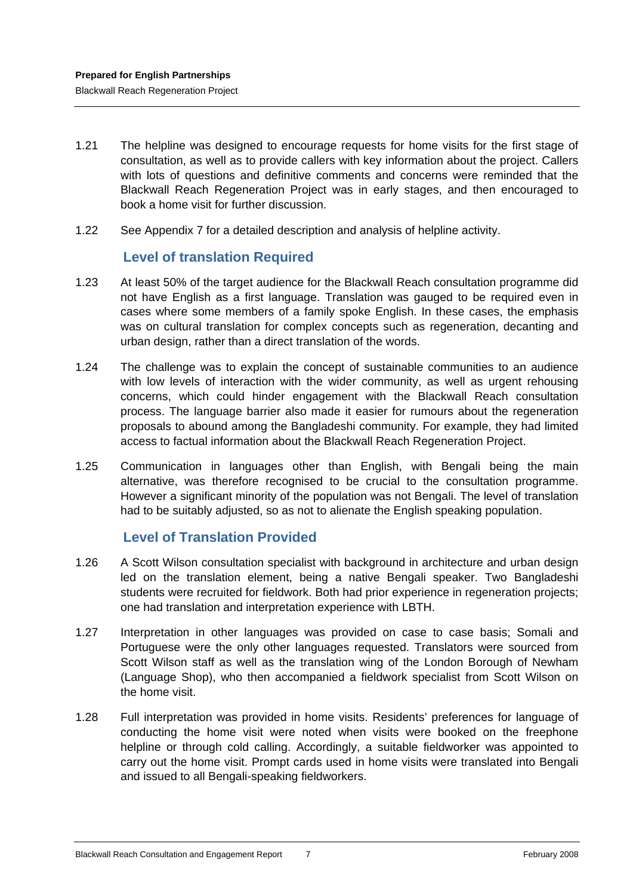1.21 The helpline was designed to encourage requests for home visits for the first stage of consultation, as well as to provide callers with key information about the project. Callers with lots of questions and definitive comments and concerns were reminded that the Blackwall Reach Regeneration Project was in early stages, and then encouraged to book a home visit for further discussion.

1.22 See Appendix 7 for a detailed description and analysis of helpline activity.

## Level of translation Required

1.23 At least 50% of the target audience for the Blackwall Reach consultation programme did not have English as a first language. Translation was gauged to be required even in cases where some members of a family spoke English. In these cases, the emphasis was on cultural translation for complex concepts such as regeneration, decanting and urban design, rather than a direct translation of the words.

1.24 The challenge was to explain the concept of sustainable communities to an audience with low levels of interaction with the wider community, as well as urgent rehousing concerns, which could hinder engagement with the Blackwall Reach consultation process. The language barrier also made it easier for rumours about the regeneration proposals to abound among the Bangladeshi community. For example, they had limited access to factual information about the Blackwall Reach Regeneration Project.

1.25 Communication in languages other than English, with Bengali being the main alternative, was therefore recognised to be crucial to the consultation programme. However a significant minority of the population was not Bengali. The level of translation had to be suitably adjusted, so as not to alienate the English speaking population.

## Level of Translation Provided

1.26 A Scott Wilson consultation specialist with background in architecture and urban design led on the translation element, being a native Bengali speaker. Two Bangladeshi students were recruited for fieldwork. Both had prior experience in regeneration projects; one had translation and interpretation experience with LBTH.

1.27 Interpretation in other languages was provided on case to case basis; Somali and Portuguese were the only other languages requested. Translators were sourced from Scott Wilson staff as well as the translation wing of the London Borough of Newham (Language Shop), who then accompanied a fieldwork specialist from Scott Wilson on the home visit.

1.28 Full interpretation was provided in home visits. Residents' preferences for language of conducting the home visit were noted when visits were booked on the freephone helpline or through cold calling. Accordingly, a suitable fieldworker was appointed to carry out the home visit. Prompt cards used in home visits were translated into Bengali and issued to all Bengali-speaking fieldworkers.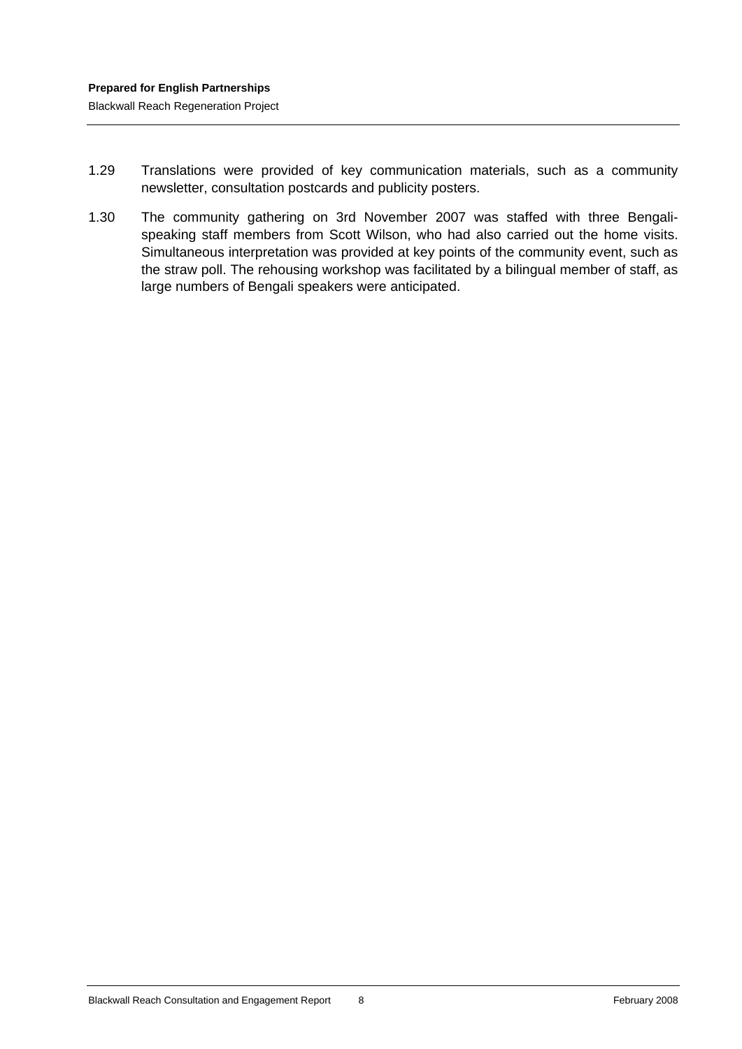1.29 Translations were provided of key communication materials, such as a community newsletter, consultation postcards and publicity posters.

1.30 The community gathering on 3rd November 2007 was staffed with three Bengali-speaking staff members from Scott Wilson, who had also carried out the home visits. Simultaneous interpretation was provided at key points of the community event, such as the straw poll. The rehousing workshop was facilitated by a bilingual member of staff, as large numbers of Bengali speakers were anticipated.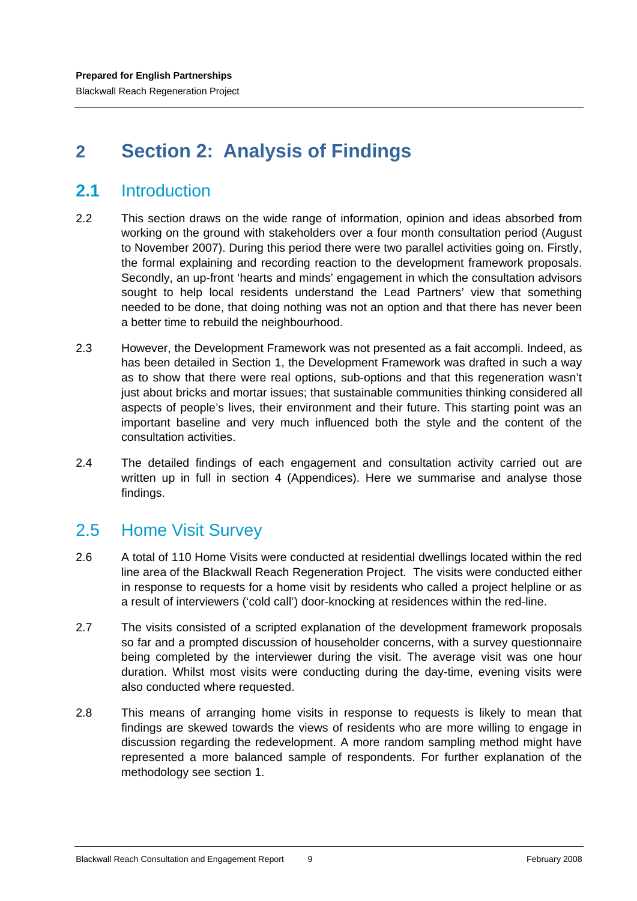# 2 Section 2: Analysis of Findings

## 2.1 Introduction

2.2 This section draws on the wide range of information, opinion and ideas absorbed from working on the ground with stakeholders over a four month consultation period (August to November 2007). During this period there were two parallel activities going on. Firstly, the formal explaining and recording reaction to the development framework proposals. Secondly, an up-front 'hearts and minds' engagement in which the consultation advisors sought to help local residents understand the Lead Partners' view that something needed to be done, that doing nothing was not an option and that there has never been a better time to rebuild the neighbourhood.

2.3 However, the Development Framework was not presented as a fait accompli. Indeed, as has been detailed in Section 1, the Development Framework was drafted in such a way as to show that there were real options, sub-options and that this regeneration wasn't just about bricks and mortar issues; that sustainable communities thinking considered all aspects of people's lives, their environment and their future. This starting point was an important baseline and very much influenced both the style and the content of the consultation activities.

2.4 The detailed findings of each engagement and consultation activity carried out are written up in full in section 4 (Appendices). Here we summarise and analyse those findings.

## 2.5 Home Visit Survey

2.6 A total of 110 Home Visits were conducted at residential dwellings located within the red line area of the Blackwall Reach Regeneration Project. The visits were conducted either in response to requests for a home visit by residents who called a project helpline or as a result of interviewers ('cold call') door-knocking at residences within the red-line.

2.7 The visits consisted of a scripted explanation of the development framework proposals so far and a prompted discussion of householder concerns, with a survey questionnaire being completed by the interviewer during the visit. The average visit was one hour duration. Whilst most visits were conducting during the day-time, evening visits were also conducted where requested.

2.8 This means of arranging home visits in response to requests is likely to mean that findings are skewed towards the views of residents who are more willing to engage in discussion regarding the redevelopment. A more random sampling method might have represented a more balanced sample of respondents. For further explanation of the methodology see section 1.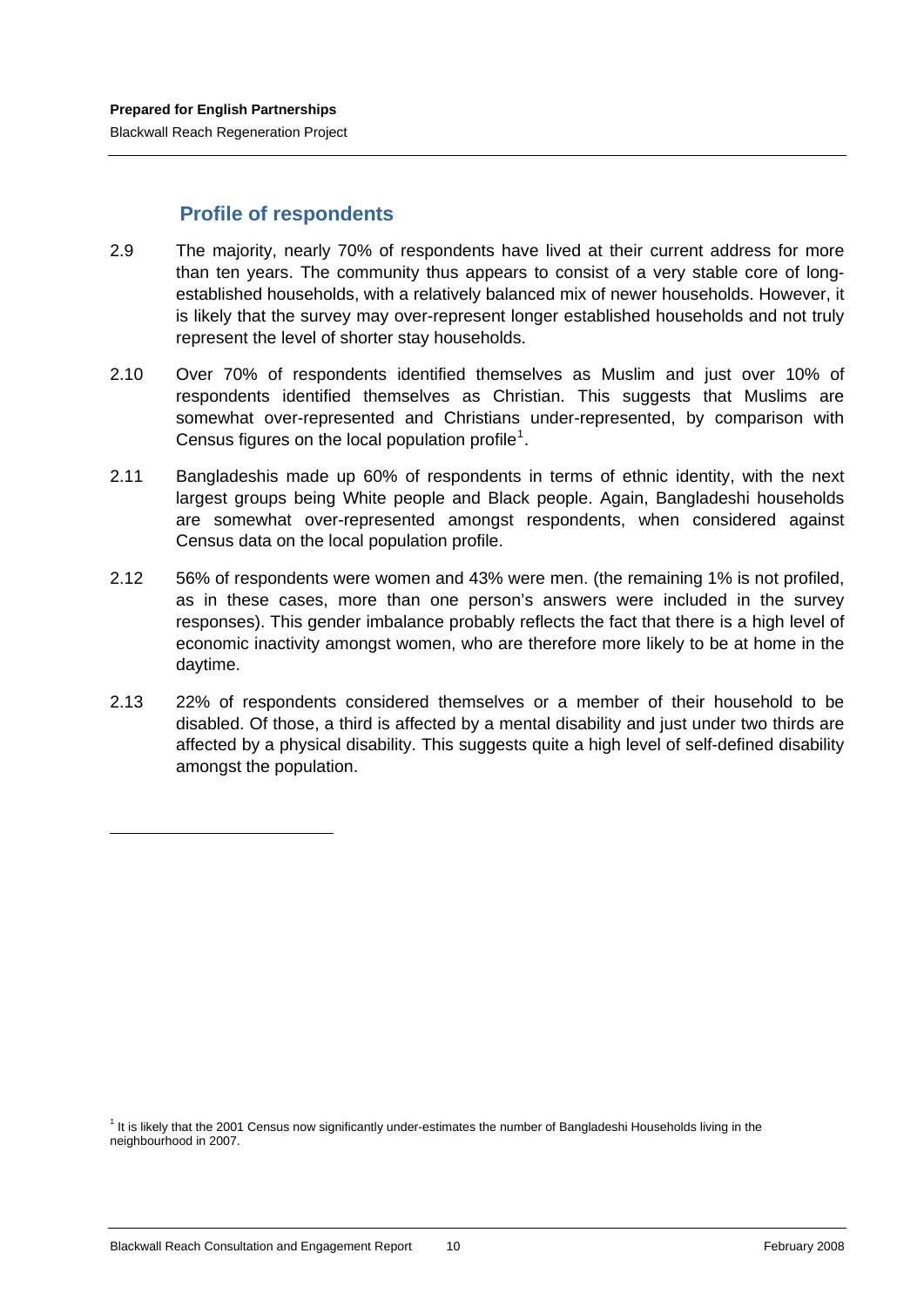## Profile of respondents

2.9 The majority, nearly 70% of respondents have lived at their current address for more than ten years. The community thus appears to consist of a very stable core of long-established households, with a relatively balanced mix of newer households. However, it is likely that the survey may over-represent longer established households and not truly represent the level of shorter stay households.

2.10 Over 70% of respondents identified themselves as Muslim and just over 10% of respondents identified themselves as Christian. This suggests that Muslims are somewhat over-represented and Christians under-represented, by comparison with Census figures on the local population profile[1].

2.11 Bangladeshis made up 60% of respondents in terms of ethnic identity, with the next largest groups being White people and Black people. Again, Bangladeshi households are somewhat over-represented amongst respondents, when considered against Census data on the local population profile.

2.12 56% of respondents were women and 43% were men. (the remaining 1% is not profiled, as in these cases, more than one person's answers were included in the survey responses). This gender imbalance probably reflects the fact that there is a high level of economic inactivity amongst women, who are therefore more likely to be at home in the daytime.

2.13 22% of respondents considered themselves or a member of their household to be disabled. Of those, a third is affected by a mental disability and just under two thirds are affected by a physical disability. This suggests quite a high level of self-defined disability amongst the population.

---

[1] It is likely that the 2001 Census now significantly under-estimates the number of Bangladeshi Households living in the neighbourhood in 2007.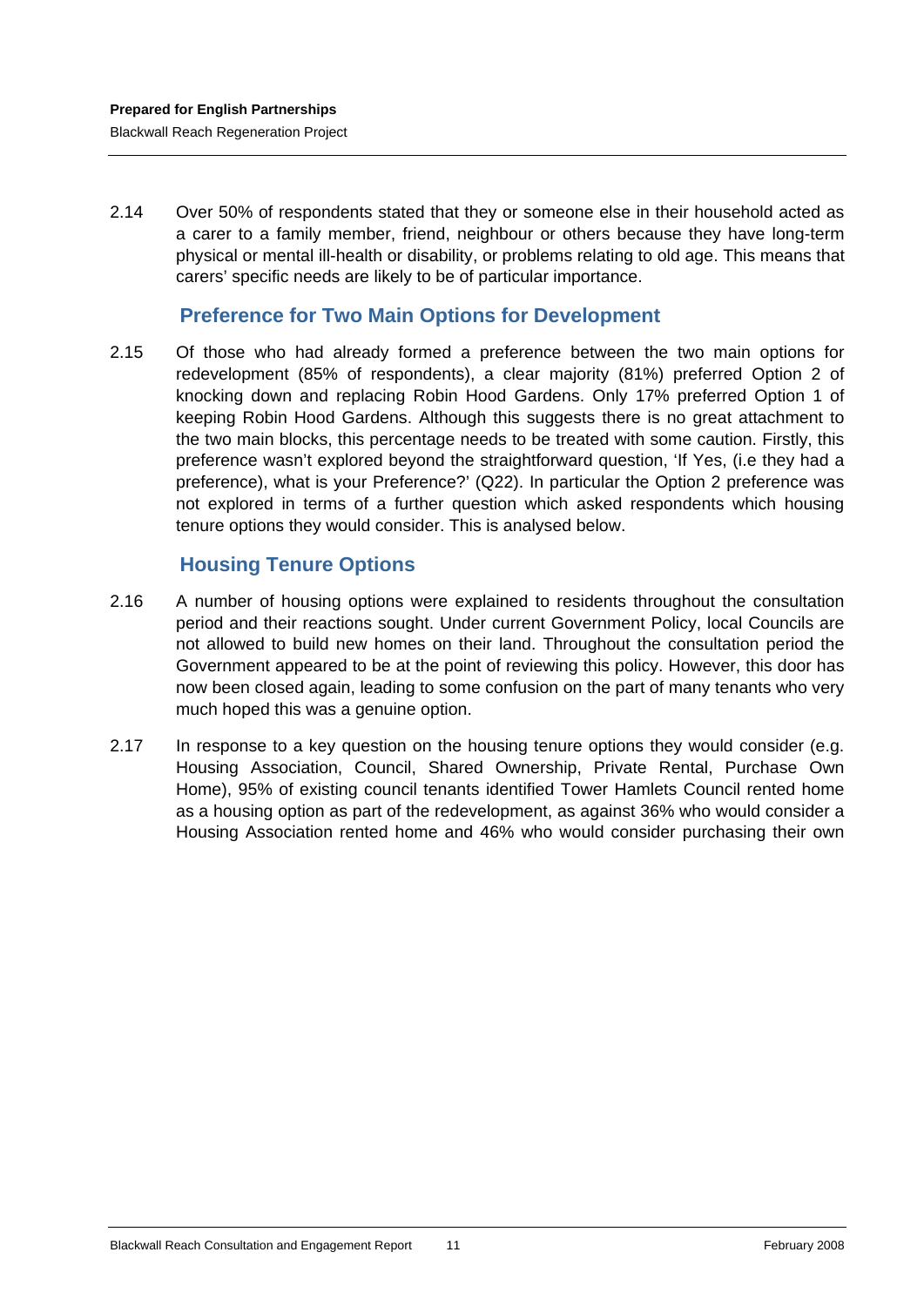2.14 Over 50% of respondents stated that they or someone else in their household acted as a carer to a family member, friend, neighbour or others because they have long-term physical or mental ill-health or disability, or problems relating to old age. This means that carers' specific needs are likely to be of particular importance.

## Preference for Two Main Options for Development

2.15 Of those who had already formed a preference between the two main options for redevelopment (85% of respondents), a clear majority (81%) preferred Option 2 of knocking down and replacing Robin Hood Gardens. Only 17% preferred Option 1 of keeping Robin Hood Gardens. Although this suggests there is no great attachment to the two main blocks, this percentage needs to be treated with some caution. Firstly, this preference wasn't explored beyond the straightforward question, 'If Yes, (i.e they had a preference), what is your Preference?' (Q22). In particular the Option 2 preference was not explored in terms of a further question which asked respondents which housing tenure options they would consider. This is analysed below.

## Housing Tenure Options

2.16 A number of housing options were explained to residents throughout the consultation period and their reactions sought. Under current Government Policy, local Councils are not allowed to build new homes on their land. Throughout the consultation period the Government appeared to be at the point of reviewing this policy. However, this door has now been closed again, leading to some confusion on the part of many tenants who very much hoped this was a genuine option.

2.17 In response to a key question on the housing tenure options they would consider (e.g. Housing Association, Council, Shared Ownership, Private Rental, Purchase Own Home), 95% of existing council tenants identified Tower Hamlets Council rented home as a housing option as part of the redevelopment, as against 36% who would consider a Housing Association rented home and 46% who would consider purchasing their own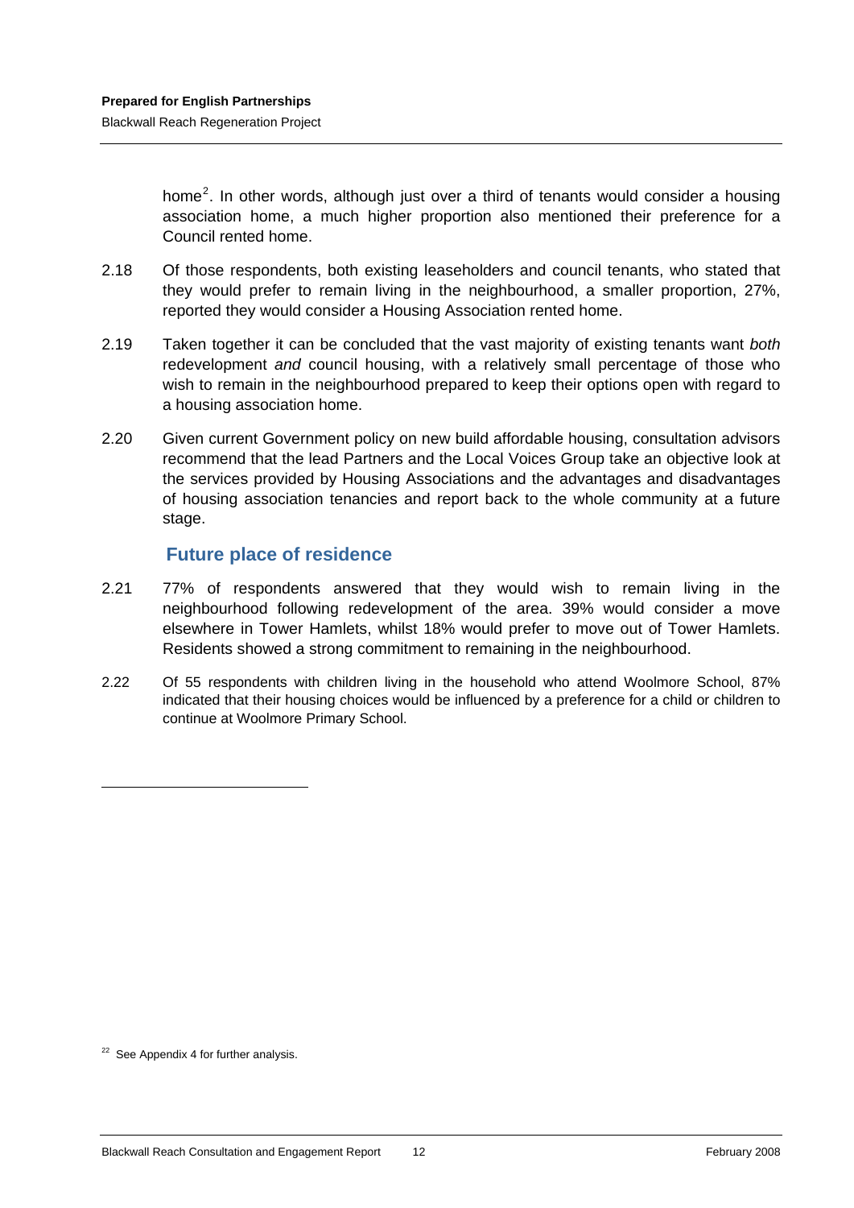home[2]. In other words, although just over a third of tenants would consider a housing association home, a much higher proportion also mentioned their preference for a Council rented home.

2.18 Of those respondents, both existing leaseholders and council tenants, who stated that they would prefer to remain living in the neighbourhood, a smaller proportion, 27%, reported they would consider a Housing Association rented home.

2.19 Taken together it can be concluded that the vast majority of existing tenants want *both* redevelopment *and* council housing, with a relatively small percentage of those who wish to remain in the neighbourhood prepared to keep their options open with regard to a housing association home.

2.20 Given current Government policy on new build affordable housing, consultation advisors recommend that the lead Partners and the Local Voices Group take an objective look at the services provided by Housing Associations and the advantages and disadvantages of housing association tenancies and report back to the whole community at a future stage.

## Future place of residence

2.21 77% of respondents answered that they would wish to remain living in the neighbourhood following redevelopment of the area. 39% would consider a move elsewhere in Tower Hamlets, whilst 18% would prefer to move out of Tower Hamlets. Residents showed a strong commitment to remaining in the neighbourhood.

2.22 Of 55 respondents with children living in the household who attend Woolmore School, 87% indicated that their housing choices would be influenced by a preference for a child or children to continue at Woolmore Primary School.

---

[22] See Appendix 4 for further analysis.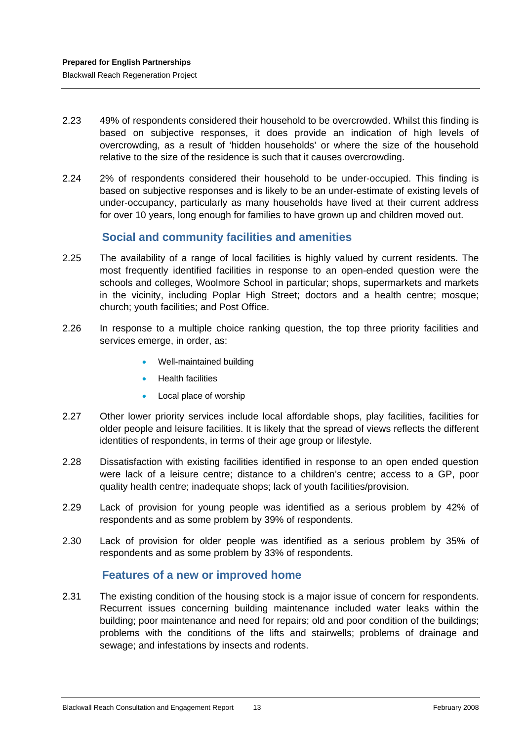2.23 49% of respondents considered their household to be overcrowded. Whilst this finding is based on subjective responses, it does provide an indication of high levels of overcrowding, as a result of 'hidden households' or where the size of the household relative to the size of the residence is such that it causes overcrowding.

2.24 2% of respondents considered their household to be under-occupied. This finding is based on subjective responses and is likely to be an under-estimate of existing levels of under-occupancy, particularly as many households have lived at their current address for over 10 years, long enough for families to have grown up and children moved out.

### Social and community facilities and amenities

2.25 The availability of a range of local facilities is highly valued by current residents. The most frequently identified facilities in response to an open-ended question were the schools and colleges, Woolmore School in particular; shops, supermarkets and markets in the vicinity, including Poplar High Street; doctors and a health centre; mosque; church; youth facilities; and Post Office.

2.26 In response to a multiple choice ranking question, the top three priority facilities and services emerge, in order, as:

- Well-maintained building
- Health facilities
- Local place of worship

2.27 Other lower priority services include local affordable shops, play facilities, facilities for older people and leisure facilities. It is likely that the spread of views reflects the different identities of respondents, in terms of their age group or lifestyle.

2.28 Dissatisfaction with existing facilities identified in response to an open ended question were lack of a leisure centre; distance to a children's centre; access to a GP, poor quality health centre; inadequate shops; lack of youth facilities/provision.

2.29 Lack of provision for young people was identified as a serious problem by 42% of respondents and as some problem by 39% of respondents.

2.30 Lack of provision for older people was identified as a serious problem by 35% of respondents and as some problem by 33% of respondents.

### Features of a new or improved home

2.31 The existing condition of the housing stock is a major issue of concern for respondents. Recurrent issues concerning building maintenance included water leaks within the building; poor maintenance and need for repairs; old and poor condition of the buildings; problems with the conditions of the lifts and stairwells; problems of drainage and sewage; and infestations by insects and rodents.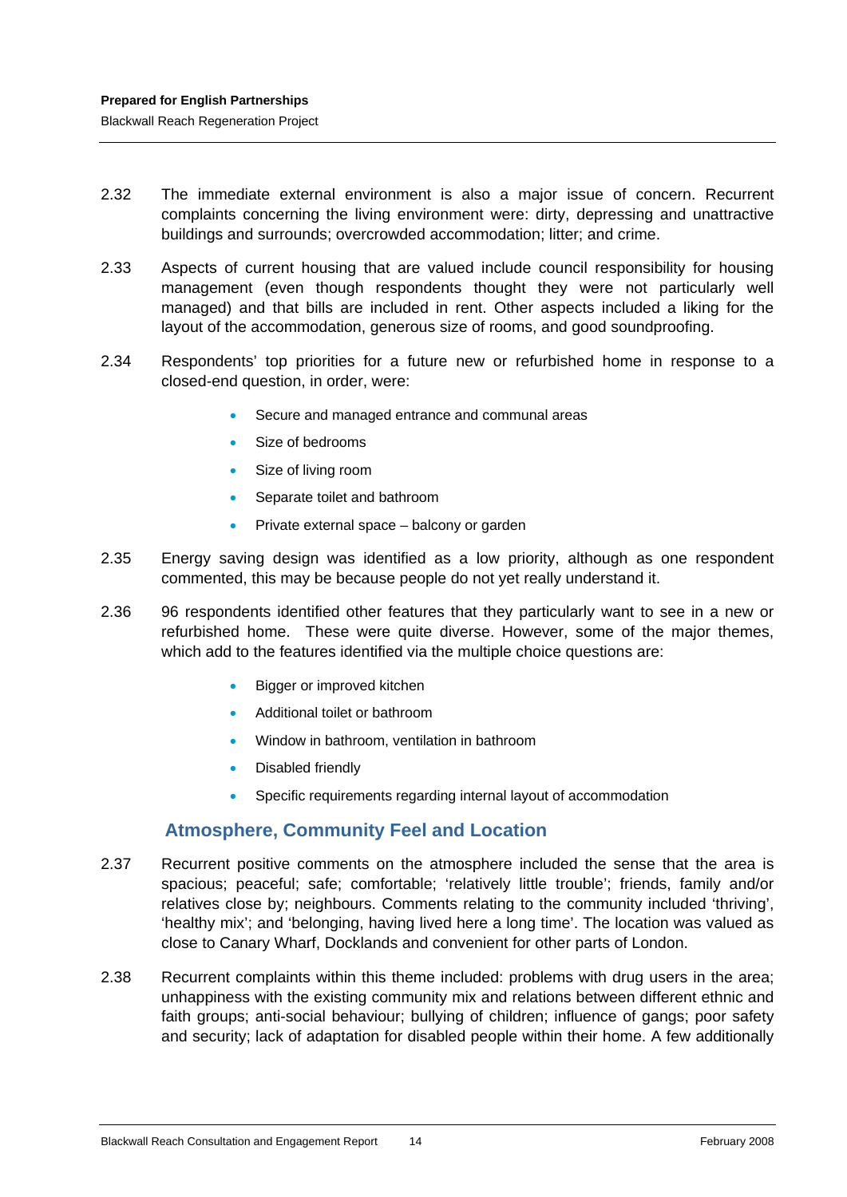2.32 The immediate external environment is also a major issue of concern. Recurrent complaints concerning the living environment were: dirty, depressing and unattractive buildings and surrounds; overcrowded accommodation; litter; and crime.

2.33 Aspects of current housing that are valued include council responsibility for housing management (even though respondents thought they were not particularly well managed) and that bills are included in rent. Other aspects included a liking for the layout of the accommodation, generous size of rooms, and good soundproofing.

2.34 Respondents' top priorities for a future new or refurbished home in response to a closed-end question, in order, were:

- Secure and managed entrance and communal areas
- Size of bedrooms
- Size of living room
- Separate toilet and bathroom
- Private external space – balcony or garden

2.35 Energy saving design was identified as a low priority, although as one respondent commented, this may be because people do not yet really understand it.

2.36 96 respondents identified other features that they particularly want to see in a new or refurbished home. These were quite diverse. However, some of the major themes, which add to the features identified via the multiple choice questions are:

- Bigger or improved kitchen
- Additional toilet or bathroom
- Window in bathroom, ventilation in bathroom
- Disabled friendly
- Specific requirements regarding internal layout of accommodation

## Atmosphere, Community Feel and Location

2.37 Recurrent positive comments on the atmosphere included the sense that the area is spacious; peaceful; safe; comfortable; 'relatively little trouble'; friends, family and/or relatives close by; neighbours. Comments relating to the community included 'thriving', 'healthy mix'; and 'belonging, having lived here a long time'. The location was valued as close to Canary Wharf, Docklands and convenient for other parts of London.

2.38 Recurrent complaints within this theme included: problems with drug users in the area; unhappiness with the existing community mix and relations between different ethnic and faith groups; anti-social behaviour; bullying of children; influence of gangs; poor safety and security; lack of adaptation for disabled people within their home. A few additionally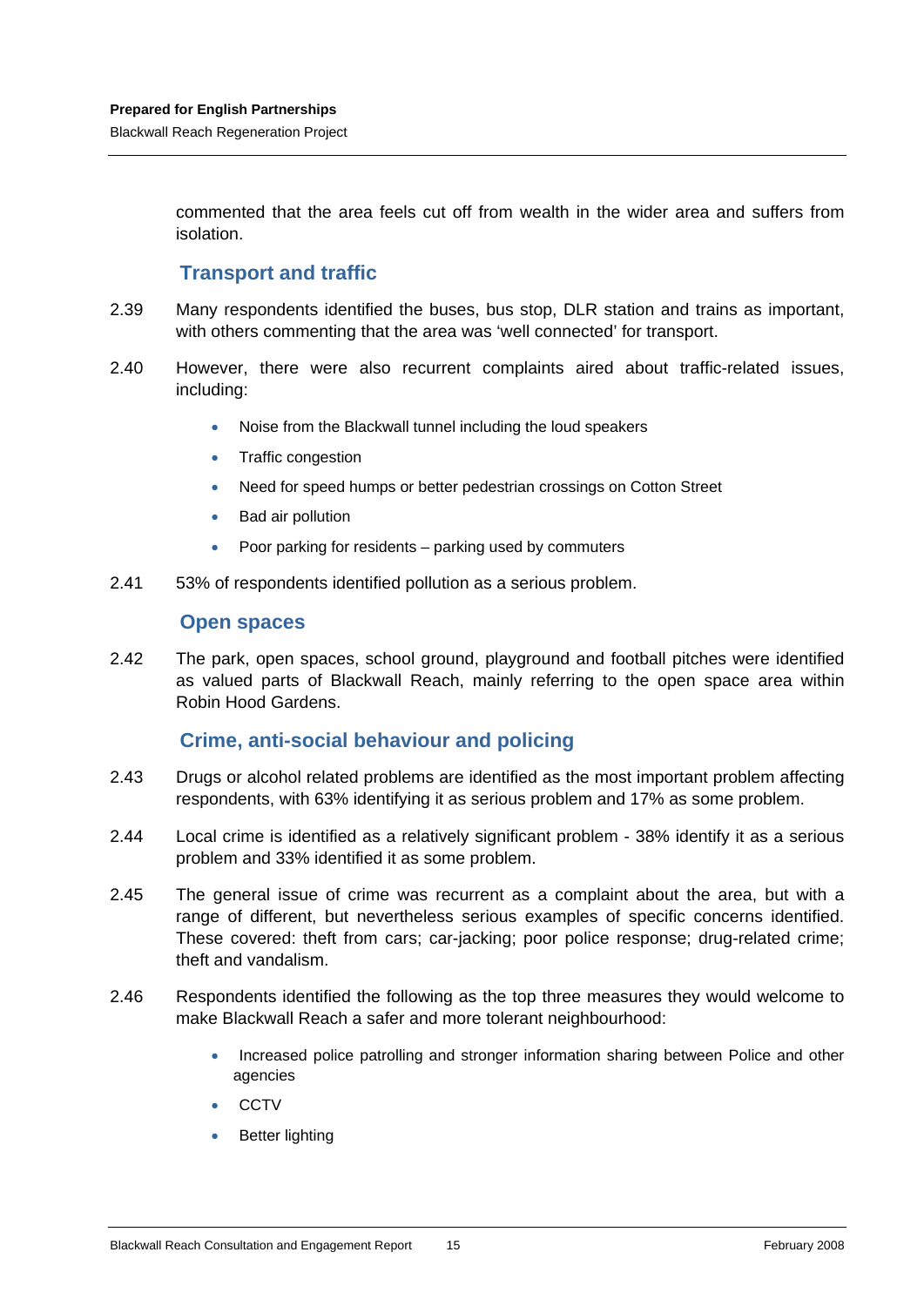commented that the area feels cut off from wealth in the wider area and suffers from isolation.

### Transport and traffic

2.39 Many respondents identified the buses, bus stop, DLR station and trains as important, with others commenting that the area was 'well connected' for transport.

2.40 However, there were also recurrent complaints aired about traffic-related issues, including:

- Noise from the Blackwall tunnel including the loud speakers
- Traffic congestion
- Need for speed humps or better pedestrian crossings on Cotton Street
- Bad air pollution
- Poor parking for residents – parking used by commuters

2.41 53% of respondents identified pollution as a serious problem.

### Open spaces

2.42 The park, open spaces, school ground, playground and football pitches were identified as valued parts of Blackwall Reach, mainly referring to the open space area within Robin Hood Gardens.

### Crime, anti-social behaviour and policing

2.43 Drugs or alcohol related problems are identified as the most important problem affecting respondents, with 63% identifying it as serious problem and 17% as some problem.

2.44 Local crime is identified as a relatively significant problem - 38% identify it as a serious problem and 33% identified it as some problem.

2.45 The general issue of crime was recurrent as a complaint about the area, but with a range of different, but nevertheless serious examples of specific concerns identified. These covered: theft from cars; car-jacking; poor police response; drug-related crime; theft and vandalism.

2.46 Respondents identified the following as the top three measures they would welcome to make Blackwall Reach a safer and more tolerant neighbourhood:

- Increased police patrolling and stronger information sharing between Police and other agencies
- CCTV
- Better lighting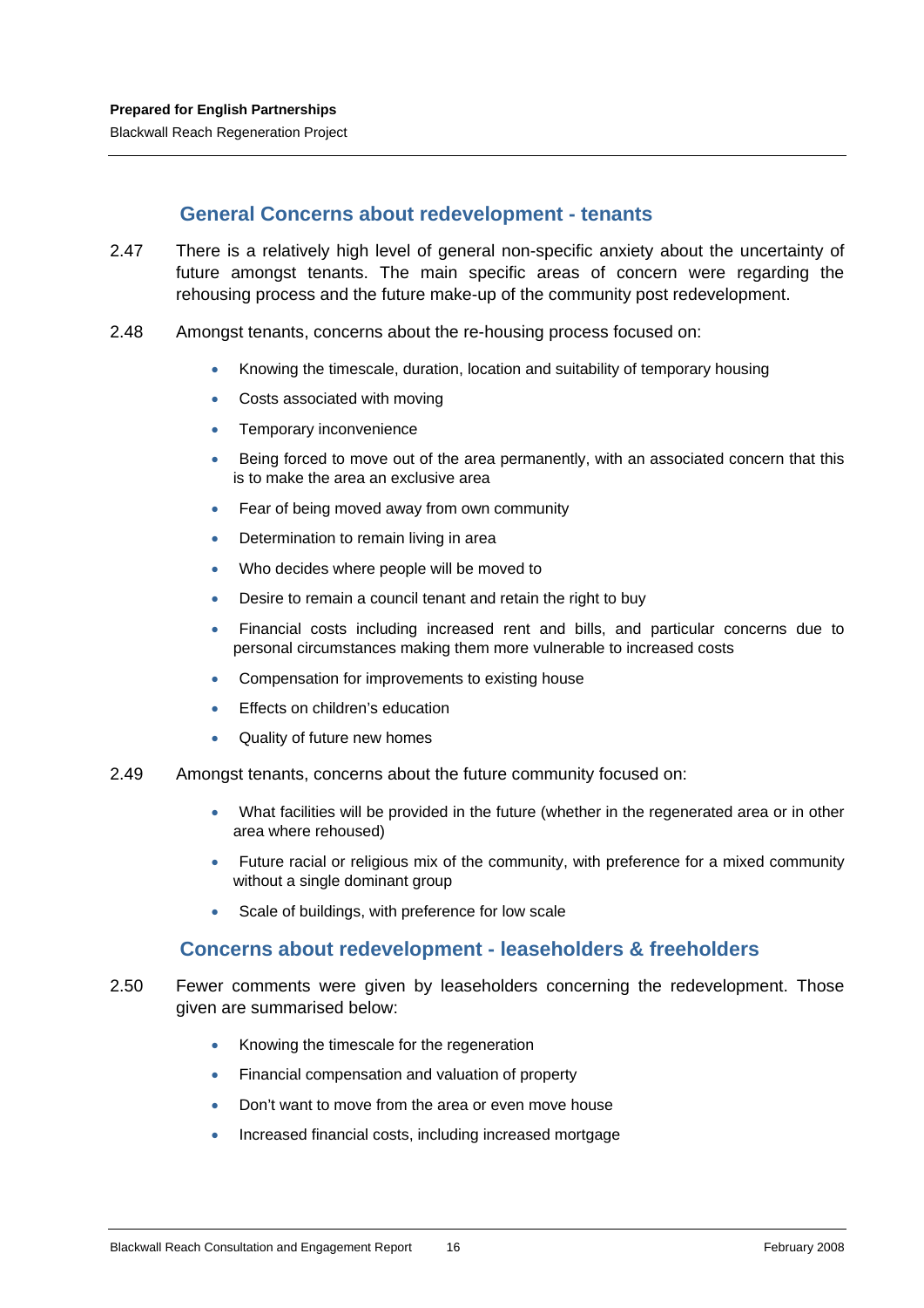## General Concerns about redevelopment - tenants

2.47 There is a relatively high level of general non-specific anxiety about the uncertainty of future amongst tenants. The main specific areas of concern were regarding the rehousing process and the future make-up of the community post redevelopment.

2.48 Amongst tenants, concerns about the re-housing process focused on:

- Knowing the timescale, duration, location and suitability of temporary housing
- Costs associated with moving
- Temporary inconvenience
- Being forced to move out of the area permanently, with an associated concern that this is to make the area an exclusive area
- Fear of being moved away from own community
- Determination to remain living in area
- Who decides where people will be moved to
- Desire to remain a council tenant and retain the right to buy
- Financial costs including increased rent and bills, and particular concerns due to personal circumstances making them more vulnerable to increased costs
- Compensation for improvements to existing house
- Effects on children's education
- Quality of future new homes

2.49 Amongst tenants, concerns about the future community focused on:

- What facilities will be provided in the future (whether in the regenerated area or in other area where rehoused)
- Future racial or religious mix of the community, with preference for a mixed community without a single dominant group
- Scale of buildings, with preference for low scale

## Concerns about redevelopment - leaseholders & freeholders

2.50 Fewer comments were given by leaseholders concerning the redevelopment. Those given are summarised below:

- Knowing the timescale for the regeneration
- Financial compensation and valuation of property
- Don't want to move from the area or even move house
- Increased financial costs, including increased mortgage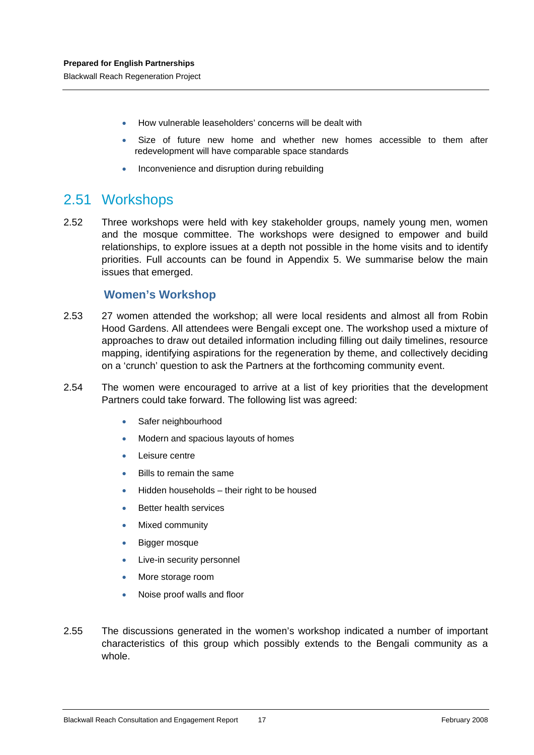- How vulnerable leaseholders' concerns will be dealt with
- Size of future new home and whether new homes accessible to them after redevelopment will have comparable space standards
- Inconvenience and disruption during rebuilding

## 2.51 Workshops

2.52 Three workshops were held with key stakeholder groups, namely young men, women and the mosque committee. The workshops were designed to empower and build relationships, to explore issues at a depth not possible in the home visits and to identify priorities. Full accounts can be found in Appendix 5. We summarise below the main issues that emerged.

### Women's Workshop

2.53 27 women attended the workshop; all were local residents and almost all from Robin Hood Gardens. All attendees were Bengali except one. The workshop used a mixture of approaches to draw out detailed information including filling out daily timelines, resource mapping, identifying aspirations for the regeneration by theme, and collectively deciding on a 'crunch' question to ask the Partners at the forthcoming community event.

2.54 The women were encouraged to arrive at a list of key priorities that the development Partners could take forward. The following list was agreed:

- Safer neighbourhood
- Modern and spacious layouts of homes
- Leisure centre
- Bills to remain the same
- Hidden households – their right to be housed
- Better health services
- Mixed community
- Bigger mosque
- Live-in security personnel
- More storage room
- Noise proof walls and floor

2.55 The discussions generated in the women's workshop indicated a number of important characteristics of this group which possibly extends to the Bengali community as a whole.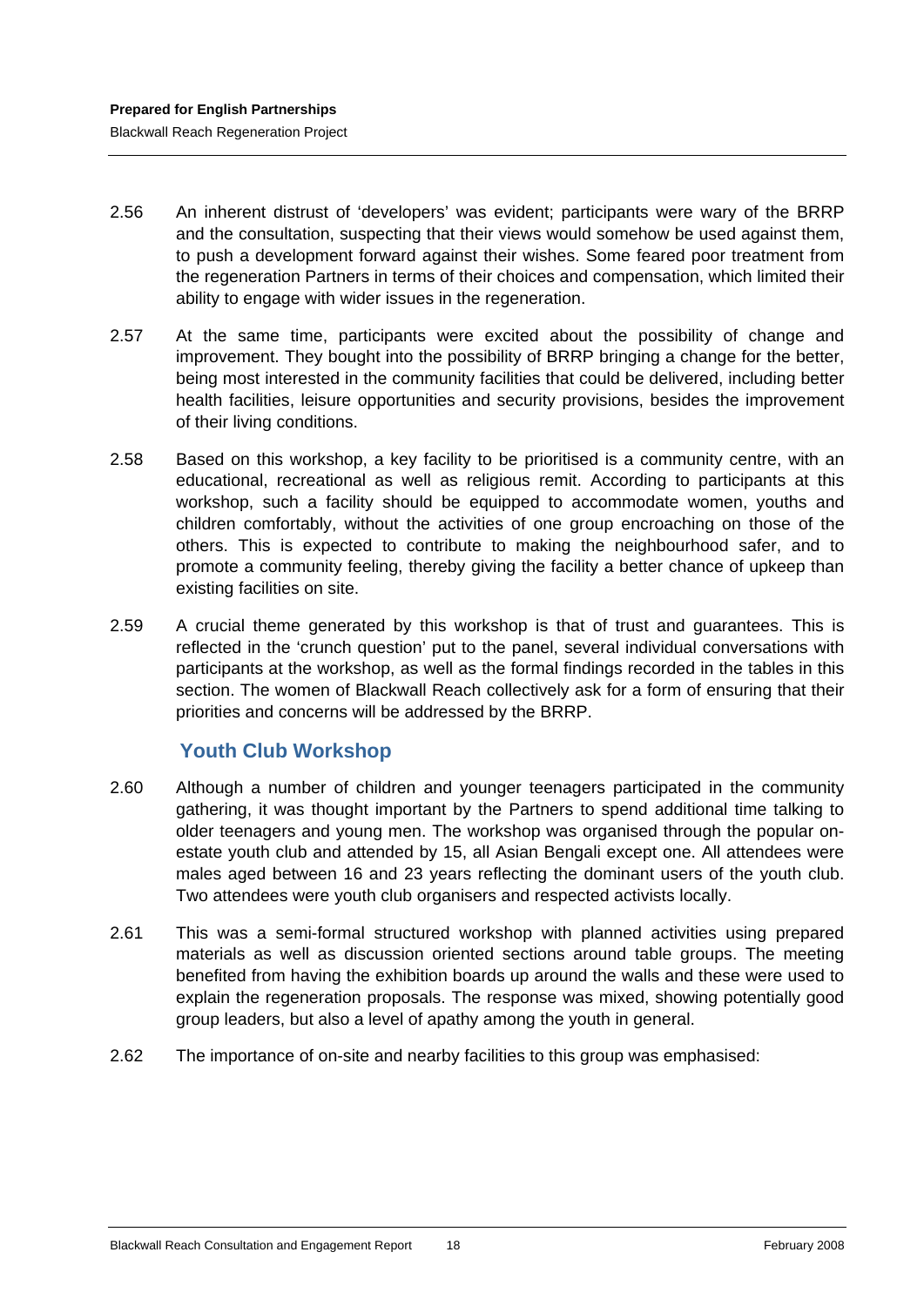2.56 An inherent distrust of 'developers' was evident; participants were wary of the BRRP and the consultation, suspecting that their views would somehow be used against them, to push a development forward against their wishes. Some feared poor treatment from the regeneration Partners in terms of their choices and compensation, which limited their ability to engage with wider issues in the regeneration.

2.57 At the same time, participants were excited about the possibility of change and improvement. They bought into the possibility of BRRP bringing a change for the better, being most interested in the community facilities that could be delivered, including better health facilities, leisure opportunities and security provisions, besides the improvement of their living conditions.

2.58 Based on this workshop, a key facility to be prioritised is a community centre, with an educational, recreational as well as religious remit. According to participants at this workshop, such a facility should be equipped to accommodate women, youths and children comfortably, without the activities of one group encroaching on those of the others. This is expected to contribute to making the neighbourhood safer, and to promote a community feeling, thereby giving the facility a better chance of upkeep than existing facilities on site.

2.59 A crucial theme generated by this workshop is that of trust and guarantees. This is reflected in the 'crunch question' put to the panel, several individual conversations with participants at the workshop, as well as the formal findings recorded in the tables in this section. The women of Blackwall Reach collectively ask for a form of ensuring that their priorities and concerns will be addressed by the BRRP.

## Youth Club Workshop

2.60 Although a number of children and younger teenagers participated in the community gathering, it was thought important by the Partners to spend additional time talking to older teenagers and young men. The workshop was organised through the popular on-estate youth club and attended by 15, all Asian Bengali except one. All attendees were males aged between 16 and 23 years reflecting the dominant users of the youth club. Two attendees were youth club organisers and respected activists locally.

2.61 This was a semi-formal structured workshop with planned activities using prepared materials as well as discussion oriented sections around table groups. The meeting benefited from having the exhibition boards up around the walls and these were used to explain the regeneration proposals. The response was mixed, showing potentially good group leaders, but also a level of apathy among the youth in general.

2.62 The importance of on-site and nearby facilities to this group was emphasised: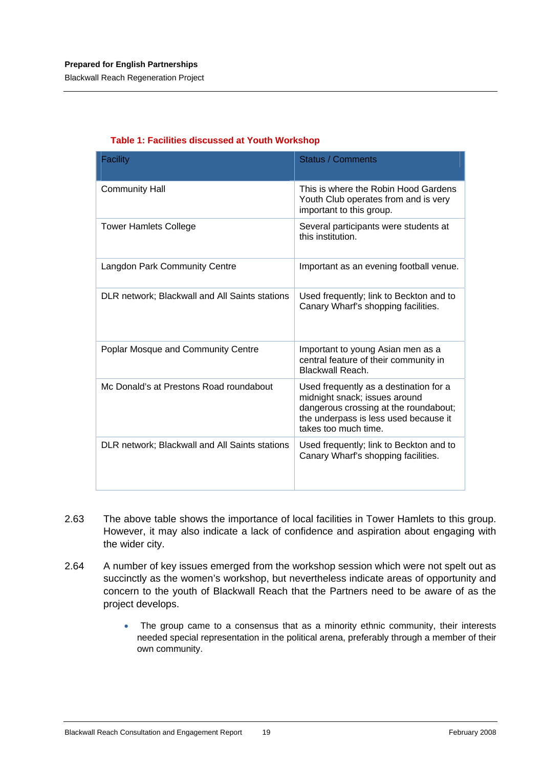**Table 1: Facilities discussed at Youth Workshop**

| Facility | Status / Comments |
|---|---|
| Community Hall | This is where the Robin Hood Gardens Youth Club operates from and is very important to this group. |
| Tower Hamlets College | Several participants were students at this institution. |
| Langdon Park Community Centre | Important as an evening football venue. |
| DLR network; Blackwall and All Saints stations | Used frequently; link to Beckton and to Canary Wharf's shopping facilities. |
| Poplar Mosque and Community Centre | Important to young Asian men as a central feature of their community in Blackwall Reach. |
| Mc Donald's at Prestons Road roundabout | Used frequently as a destination for a midnight snack; issues around dangerous crossing at the roundabout; the underpass is less used because it takes too much time. |
| DLR network; Blackwall and All Saints stations | Used frequently; link to Beckton and to Canary Wharf's shopping facilities. |

2.63 The above table shows the importance of local facilities in Tower Hamlets to this group. However, it may also indicate a lack of confidence and aspiration about engaging with the wider city.

2.64 A number of key issues emerged from the workshop session which were not spelt out as succinctly as the women's workshop, but nevertheless indicate areas of opportunity and concern to the youth of Blackwall Reach that the Partners need to be aware of as the project develops.

- The group came to a consensus that as a minority ethnic community, their interests needed special representation in the political arena, preferably through a member of their own community.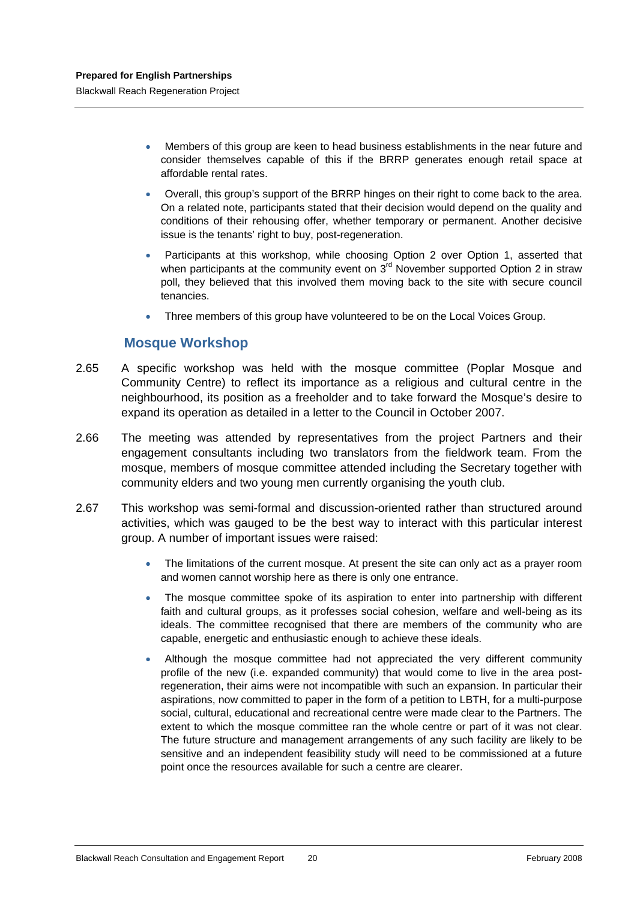- Members of this group are keen to head business establishments in the near future and consider themselves capable of this if the BRRP generates enough retail space at affordable rental rates.
- Overall, this group's support of the BRRP hinges on their right to come back to the area. On a related note, participants stated that their decision would depend on the quality and conditions of their rehousing offer, whether temporary or permanent. Another decisive issue is the tenants' right to buy, post-regeneration.
- Participants at this workshop, while choosing Option 2 over Option 1, asserted that when participants at the community event on 3rd November supported Option 2 in straw poll, they believed that this involved them moving back to the site with secure council tenancies.
- Three members of this group have volunteered to be on the Local Voices Group.

## Mosque Workshop

2.65 A specific workshop was held with the mosque committee (Poplar Mosque and Community Centre) to reflect its importance as a religious and cultural centre in the neighbourhood, its position as a freeholder and to take forward the Mosque's desire to expand its operation as detailed in a letter to the Council in October 2007.

2.66 The meeting was attended by representatives from the project Partners and their engagement consultants including two translators from the fieldwork team. From the mosque, members of mosque committee attended including the Secretary together with community elders and two young men currently organising the youth club.

2.67 This workshop was semi-formal and discussion-oriented rather than structured around activities, which was gauged to be the best way to interact with this particular interest group. A number of important issues were raised:

- The limitations of the current mosque. At present the site can only act as a prayer room and women cannot worship here as there is only one entrance.
- The mosque committee spoke of its aspiration to enter into partnership with different faith and cultural groups, as it professes social cohesion, welfare and well-being as its ideals. The committee recognised that there are members of the community who are capable, energetic and enthusiastic enough to achieve these ideals.
- Although the mosque committee had not appreciated the very different community profile of the new (i.e. expanded community) that would come to live in the area post-regeneration, their aims were not incompatible with such an expansion. In particular their aspirations, now committed to paper in the form of a petition to LBTH, for a multi-purpose social, cultural, educational and recreational centre were made clear to the Partners. The extent to which the mosque committee ran the whole centre or part of it was not clear. The future structure and management arrangements of any such facility are likely to be sensitive and an independent feasibility study will need to be commissioned at a future point once the resources available for such a centre are clearer.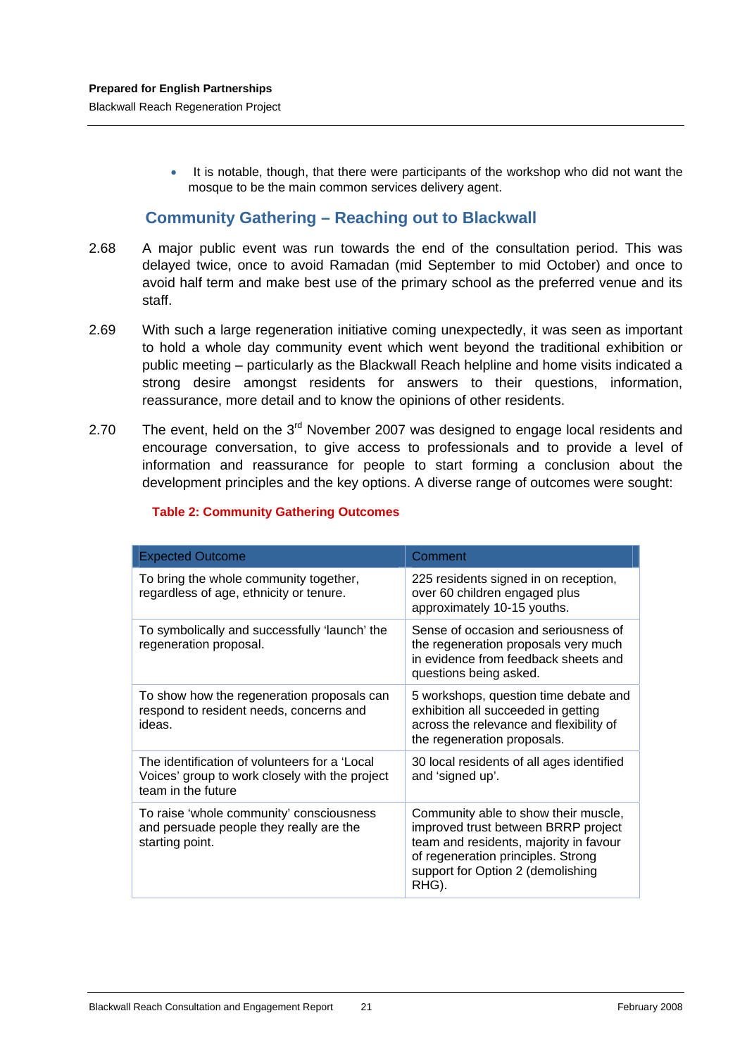- It is notable, though, that there were participants of the workshop who did not want the mosque to be the main common services delivery agent.

## Community Gathering – Reaching out to Blackwall

2.68 A major public event was run towards the end of the consultation period. This was delayed twice, once to avoid Ramadan (mid September to mid October) and once to avoid half term and make best use of the primary school as the preferred venue and its staff.

2.69 With such a large regeneration initiative coming unexpectedly, it was seen as important to hold a whole day community event which went beyond the traditional exhibition or public meeting – particularly as the Blackwall Reach helpline and home visits indicated a strong desire amongst residents for answers to their questions, information, reassurance, more detail and to know the opinions of other residents.

2.70 The event, held on the 3rd November 2007 was designed to engage local residents and encourage conversation, to give access to professionals and to provide a level of information and reassurance for people to start forming a conclusion about the development principles and the key options. A diverse range of outcomes were sought:

**Table 2: Community Gathering Outcomes**

| Expected Outcome | Comment |
|---|---|
| To bring the whole community together, regardless of age, ethnicity or tenure. | 225 residents signed in on reception, over 60 children engaged plus approximately 10-15 youths. |
| To symbolically and successfully 'launch' the regeneration proposal. | Sense of occasion and seriousness of the regeneration proposals very much in evidence from feedback sheets and questions being asked. |
| To show how the regeneration proposals can respond to resident needs, concerns and ideas. | 5 workshops, question time debate and exhibition all succeeded in getting across the relevance and flexibility of the regeneration proposals. |
| The identification of volunteers for a 'Local Voices' group to work closely with the project team in the future | 30 local residents of all ages identified and 'signed up'. |
| To raise 'whole community' consciousness and persuade people they really are the starting point. | Community able to show their muscle, improved trust between BRRP project team and residents, majority in favour of regeneration principles. Strong support for Option 2 (demolishing RHG). |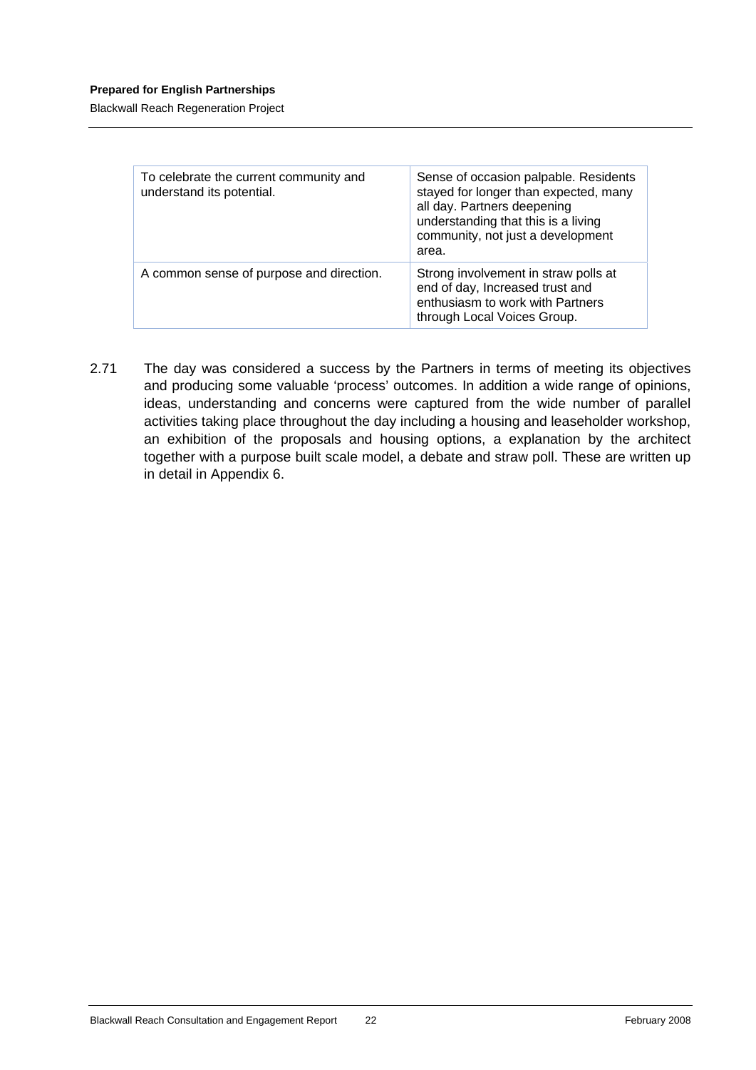| To celebrate the current community and understand its potential. | Sense of occasion palpable. Residents stayed for longer than expected, many all day. Partners deepening understanding that this is a living community, not just a development area. |
|---|---|
| A common sense of purpose and direction. | Strong involvement in straw polls at end of day, Increased trust and enthusiasm to work with Partners through Local Voices Group. |

2.71 The day was considered a success by the Partners in terms of meeting its objectives and producing some valuable 'process' outcomes. In addition a wide range of opinions, ideas, understanding and concerns were captured from the wide number of parallel activities taking place throughout the day including a housing and leaseholder workshop, an exhibition of the proposals and housing options, a explanation by the architect together with a purpose built scale model, a debate and straw poll. These are written up in detail in Appendix 6.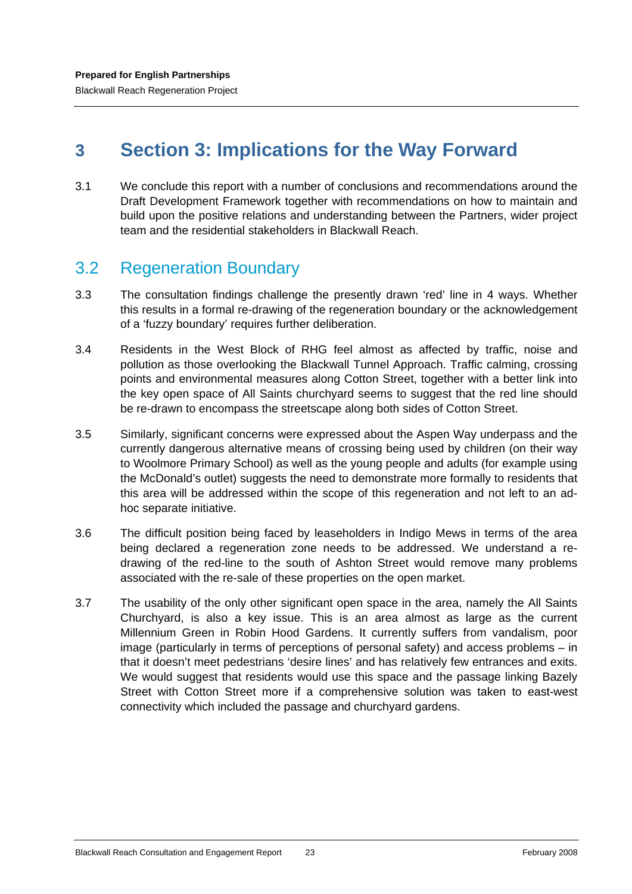# 3 Section 3: Implications for the Way Forward

3.1 We conclude this report with a number of conclusions and recommendations around the Draft Development Framework together with recommendations on how to maintain and build upon the positive relations and understanding between the Partners, wider project team and the residential stakeholders in Blackwall Reach.

## 3.2 Regeneration Boundary

3.3 The consultation findings challenge the presently drawn 'red' line in 4 ways. Whether this results in a formal re-drawing of the regeneration boundary or the acknowledgement of a 'fuzzy boundary' requires further deliberation.

3.4 Residents in the West Block of RHG feel almost as affected by traffic, noise and pollution as those overlooking the Blackwall Tunnel Approach. Traffic calming, crossing points and environmental measures along Cotton Street, together with a better link into the key open space of All Saints churchyard seems to suggest that the red line should be re-drawn to encompass the streetscape along both sides of Cotton Street.

3.5 Similarly, significant concerns were expressed about the Aspen Way underpass and the currently dangerous alternative means of crossing being used by children (on their way to Woolmore Primary School) as well as the young people and adults (for example using the McDonald's outlet) suggests the need to demonstrate more formally to residents that this area will be addressed within the scope of this regeneration and not left to an ad-hoc separate initiative.

3.6 The difficult position being faced by leaseholders in Indigo Mews in terms of the area being declared a regeneration zone needs to be addressed. We understand a re-drawing of the red-line to the south of Ashton Street would remove many problems associated with the re-sale of these properties on the open market.

3.7 The usability of the only other significant open space in the area, namely the All Saints Churchyard, is also a key issue. This is an area almost as large as the current Millennium Green in Robin Hood Gardens. It currently suffers from vandalism, poor image (particularly in terms of perceptions of personal safety) and access problems – in that it doesn't meet pedestrians 'desire lines' and has relatively few entrances and exits. We would suggest that residents would use this space and the passage linking Bazely Street with Cotton Street more if a comprehensive solution was taken to east-west connectivity which included the passage and churchyard gardens.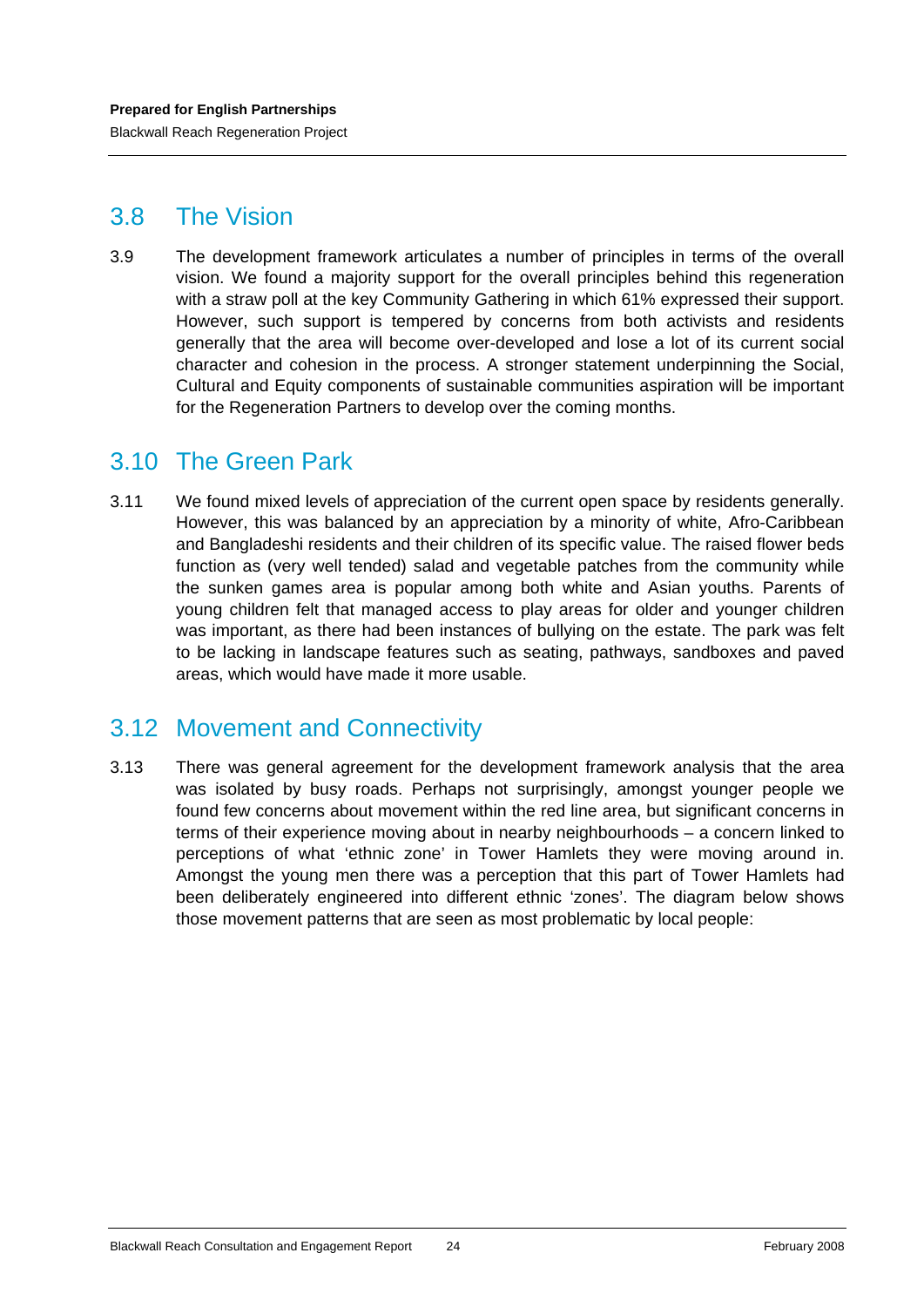## 3.8 The Vision

3.9 The development framework articulates a number of principles in terms of the overall vision. We found a majority support for the overall principles behind this regeneration with a straw poll at the key Community Gathering in which 61% expressed their support. However, such support is tempered by concerns from both activists and residents generally that the area will become over-developed and lose a lot of its current social character and cohesion in the process. A stronger statement underpinning the Social, Cultural and Equity components of sustainable communities aspiration will be important for the Regeneration Partners to develop over the coming months.

## 3.10 The Green Park

3.11 We found mixed levels of appreciation of the current open space by residents generally. However, this was balanced by an appreciation by a minority of white, Afro-Caribbean and Bangladeshi residents and their children of its specific value. The raised flower beds function as (very well tended) salad and vegetable patches from the community while the sunken games area is popular among both white and Asian youths. Parents of young children felt that managed access to play areas for older and younger children was important, as there had been instances of bullying on the estate. The park was felt to be lacking in landscape features such as seating, pathways, sandboxes and paved areas, which would have made it more usable.

## 3.12 Movement and Connectivity

3.13 There was general agreement for the development framework analysis that the area was isolated by busy roads. Perhaps not surprisingly, amongst younger people we found few concerns about movement within the red line area, but significant concerns in terms of their experience moving about in nearby neighbourhoods – a concern linked to perceptions of what 'ethnic zone' in Tower Hamlets they were moving around in. Amongst the young men there was a perception that this part of Tower Hamlets had been deliberately engineered into different ethnic 'zones'. The diagram below shows those movement patterns that are seen as most problematic by local people: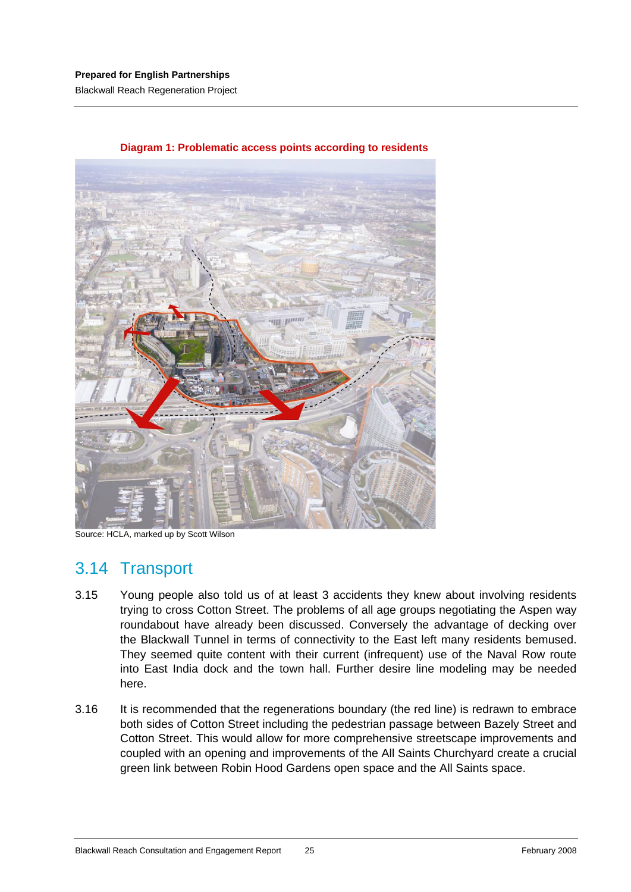**Diagram 1: Problematic access points according to residents**

Source: HCLA, marked up by Scott Wilson

## 3.14 Transport

3.15 Young people also told us of at least 3 accidents they knew about involving residents trying to cross Cotton Street. The problems of all age groups negotiating the Aspen way roundabout have already been discussed. Conversely the advantage of decking over the Blackwall Tunnel in terms of connectivity to the East left many residents bemused. They seemed quite content with their current (infrequent) use of the Naval Row route into East India dock and the town hall. Further desire line modeling may be needed here.

3.16 It is recommended that the regenerations boundary (the red line) is redrawn to embrace both sides of Cotton Street including the pedestrian passage between Bazely Street and Cotton Street. This would allow for more comprehensive streetscape improvements and coupled with an opening and improvements of the All Saints Churchyard create a crucial green link between Robin Hood Gardens open space and the All Saints space.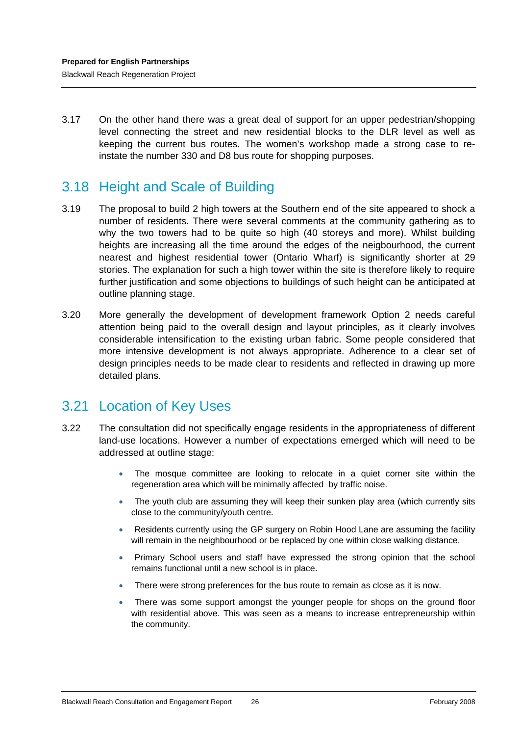3.17 On the other hand there was a great deal of support for an upper pedestrian/shopping level connecting the street and new residential blocks to the DLR level as well as keeping the current bus routes. The women's workshop made a strong case to re-instate the number 330 and D8 bus route for shopping purposes.

## 3.18 Height and Scale of Building

3.19 The proposal to build 2 high towers at the Southern end of the site appeared to shock a number of residents. There were several comments at the community gathering as to why the two towers had to be quite so high (40 storeys and more). Whilst building heights are increasing all the time around the edges of the neigbourhood, the current nearest and highest residential tower (Ontario Wharf) is significantly shorter at 29 stories. The explanation for such a high tower within the site is therefore likely to require further justification and some objections to buildings of such height can be anticipated at outline planning stage.

3.20 More generally the development of development framework Option 2 needs careful attention being paid to the overall design and layout principles, as it clearly involves considerable intensification to the existing urban fabric. Some people considered that more intensive development is not always appropriate. Adherence to a clear set of design principles needs to be made clear to residents and reflected in drawing up more detailed plans.

## 3.21 Location of Key Uses

3.22 The consultation did not specifically engage residents in the appropriateness of different land-use locations. However a number of expectations emerged which will need to be addressed at outline stage:

- The mosque committee are looking to relocate in a quiet corner site within the regeneration area which will be minimally affected by traffic noise.
- The youth club are assuming they will keep their sunken play area (which currently sits close to the community/youth centre.
- Residents currently using the GP surgery on Robin Hood Lane are assuming the facility will remain in the neighbourhood or be replaced by one within close walking distance.
- Primary School users and staff have expressed the strong opinion that the school remains functional until a new school is in place.
- There were strong preferences for the bus route to remain as close as it is now.
- There was some support amongst the younger people for shops on the ground floor with residential above. This was seen as a means to increase entrepreneurship within the community.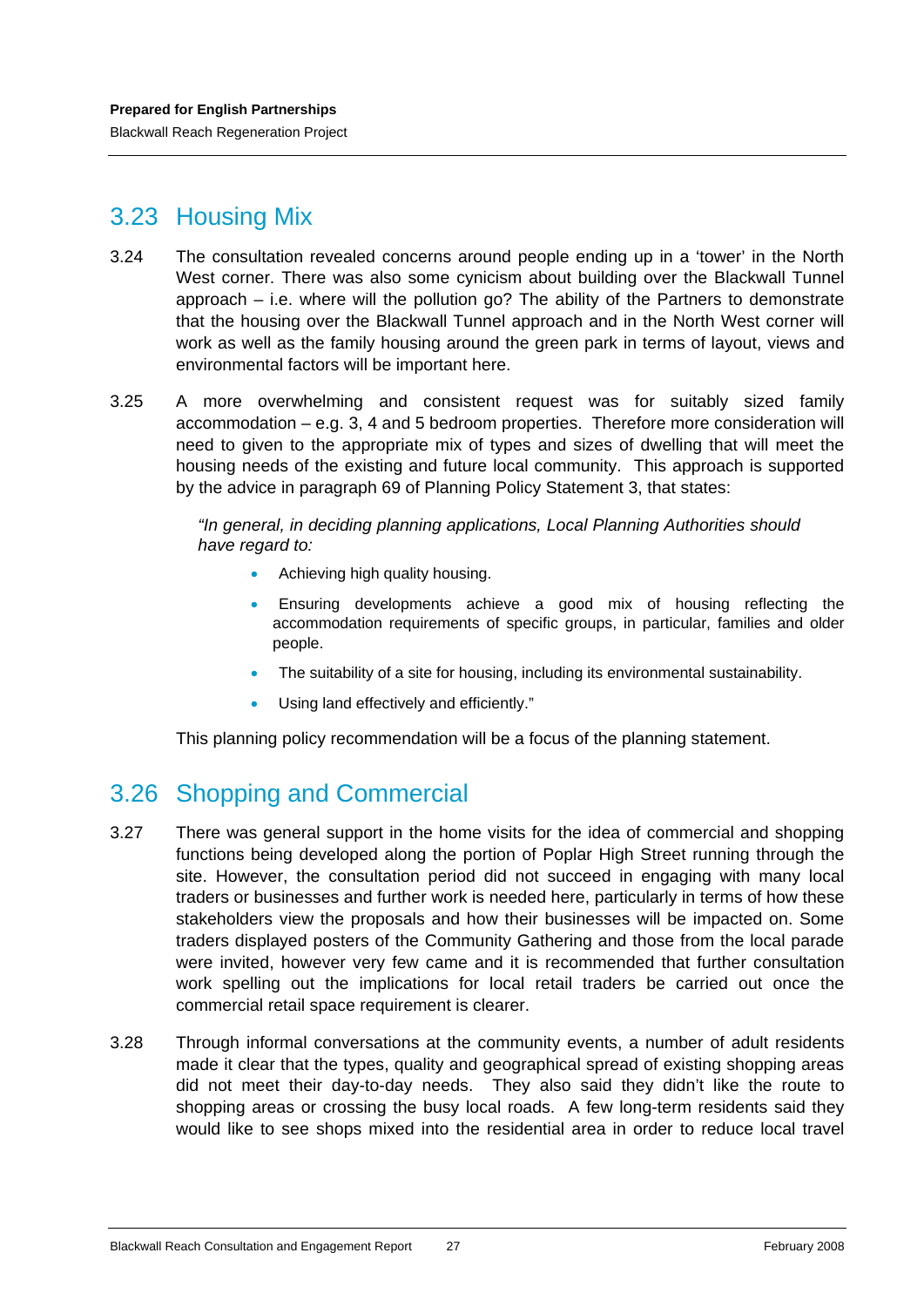## 3.23 Housing Mix

3.24 The consultation revealed concerns around people ending up in a 'tower' in the North West corner. There was also some cynicism about building over the Blackwall Tunnel approach – i.e. where will the pollution go? The ability of the Partners to demonstrate that the housing over the Blackwall Tunnel approach and in the North West corner will work as well as the family housing around the green park in terms of layout, views and environmental factors will be important here.

3.25 A more overwhelming and consistent request was for suitably sized family accommodation – e.g. 3, 4 and 5 bedroom properties. Therefore more consideration will need to given to the appropriate mix of types and sizes of dwelling that will meet the housing needs of the existing and future local community. This approach is supported by the advice in paragraph 69 of Planning Policy Statement 3, that states:

*"In general, in deciding planning applications, Local Planning Authorities should have regard to:*

- Achieving high quality housing.
- Ensuring developments achieve a good mix of housing reflecting the accommodation requirements of specific groups, in particular, families and older people.
- The suitability of a site for housing, including its environmental sustainability.
- Using land effectively and efficiently."

This planning policy recommendation will be a focus of the planning statement.

## 3.26 Shopping and Commercial

3.27 There was general support in the home visits for the idea of commercial and shopping functions being developed along the portion of Poplar High Street running through the site. However, the consultation period did not succeed in engaging with many local traders or businesses and further work is needed here, particularly in terms of how these stakeholders view the proposals and how their businesses will be impacted on. Some traders displayed posters of the Community Gathering and those from the local parade were invited, however very few came and it is recommended that further consultation work spelling out the implications for local retail traders be carried out once the commercial retail space requirement is clearer.

3.28 Through informal conversations at the community events, a number of adult residents made it clear that the types, quality and geographical spread of existing shopping areas did not meet their day-to-day needs. They also said they didn't like the route to shopping areas or crossing the busy local roads. A few long-term residents said they would like to see shops mixed into the residential area in order to reduce local travel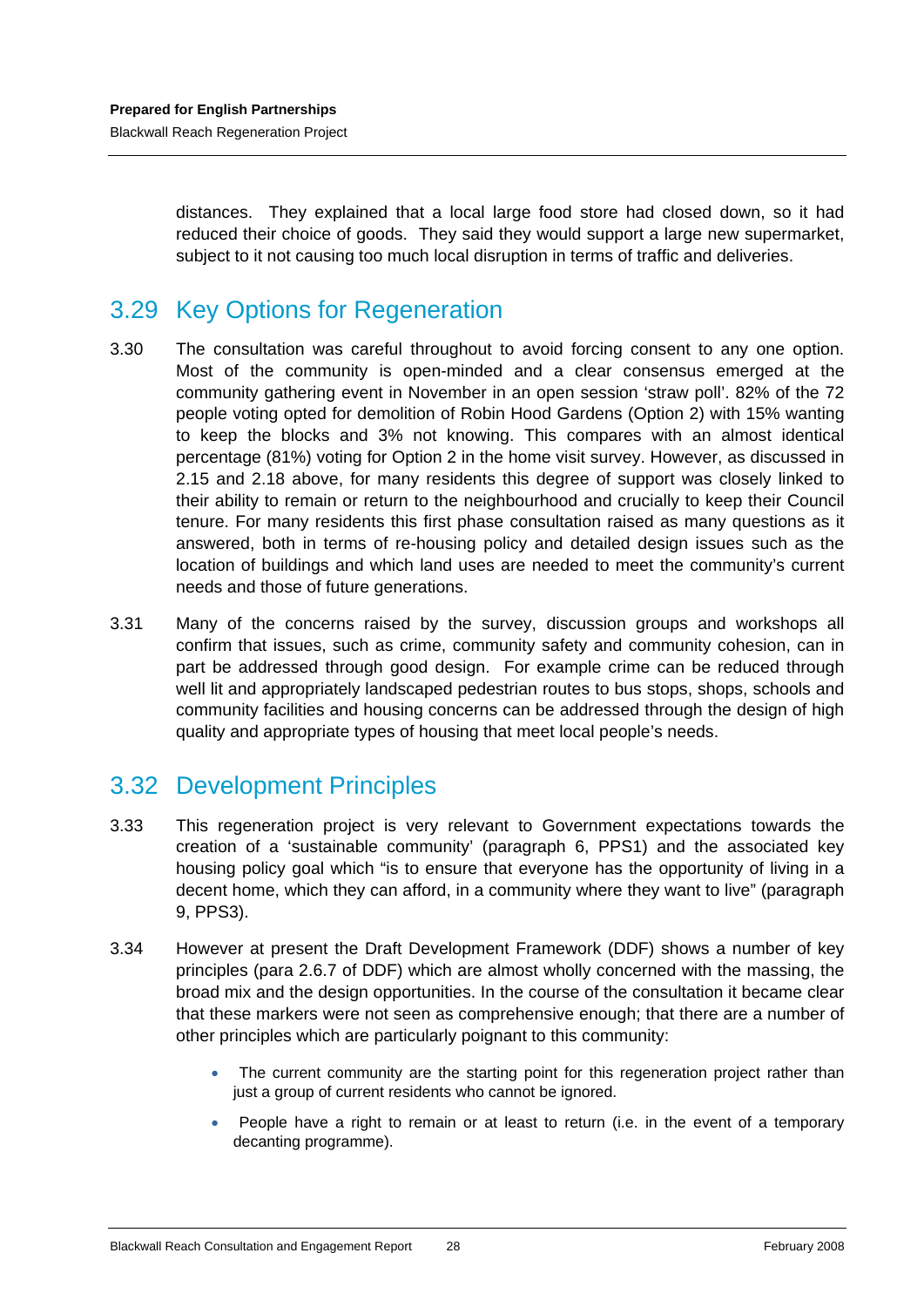distances. They explained that a local large food store had closed down, so it had reduced their choice of goods. They said they would support a large new supermarket, subject to it not causing too much local disruption in terms of traffic and deliveries.

## 3.29 Key Options for Regeneration

3.30 The consultation was careful throughout to avoid forcing consent to any one option. Most of the community is open-minded and a clear consensus emerged at the community gathering event in November in an open session 'straw poll'. 82% of the 72 people voting opted for demolition of Robin Hood Gardens (Option 2) with 15% wanting to keep the blocks and 3% not knowing. This compares with an almost identical percentage (81%) voting for Option 2 in the home visit survey. However, as discussed in 2.15 and 2.18 above, for many residents this degree of support was closely linked to their ability to remain or return to the neighbourhood and crucially to keep their Council tenure. For many residents this first phase consultation raised as many questions as it answered, both in terms of re-housing policy and detailed design issues such as the location of buildings and which land uses are needed to meet the community's current needs and those of future generations.

3.31 Many of the concerns raised by the survey, discussion groups and workshops all confirm that issues, such as crime, community safety and community cohesion, can in part be addressed through good design. For example crime can be reduced through well lit and appropriately landscaped pedestrian routes to bus stops, shops, schools and community facilities and housing concerns can be addressed through the design of high quality and appropriate types of housing that meet local people's needs.

## 3.32 Development Principles

3.33 This regeneration project is very relevant to Government expectations towards the creation of a 'sustainable community' (paragraph 6, PPS1) and the associated key housing policy goal which "is to ensure that everyone has the opportunity of living in a decent home, which they can afford, in a community where they want to live" (paragraph 9, PPS3).

3.34 However at present the Draft Development Framework (DDF) shows a number of key principles (para 2.6.7 of DDF) which are almost wholly concerned with the massing, the broad mix and the design opportunities. In the course of the consultation it became clear that these markers were not seen as comprehensive enough; that there are a number of other principles which are particularly poignant to this community:

- The current community are the starting point for this regeneration project rather than just a group of current residents who cannot be ignored.
- People have a right to remain or at least to return (i.e. in the event of a temporary decanting programme).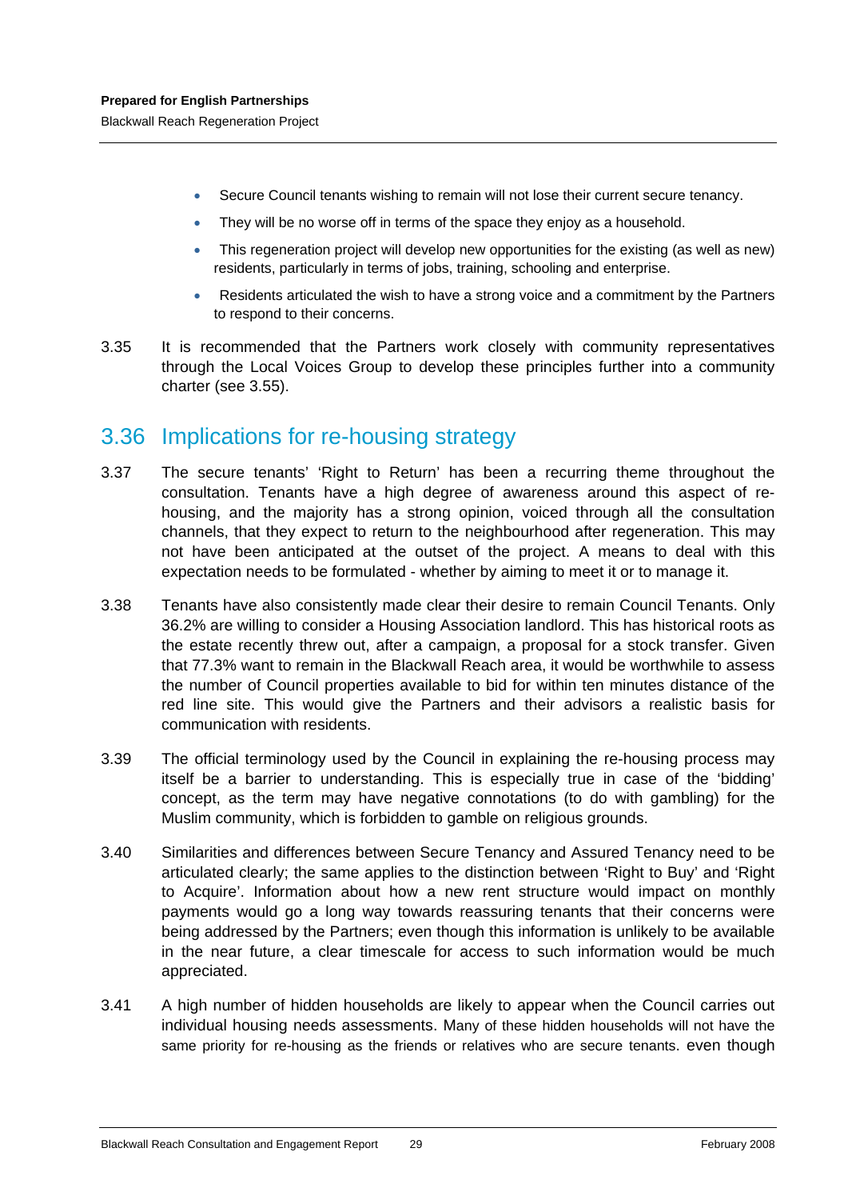- Secure Council tenants wishing to remain will not lose their current secure tenancy.
- They will be no worse off in terms of the space they enjoy as a household.
- This regeneration project will develop new opportunities for the existing (as well as new) residents, particularly in terms of jobs, training, schooling and enterprise.
- Residents articulated the wish to have a strong voice and a commitment by the Partners to respond to their concerns.

3.35 It is recommended that the Partners work closely with community representatives through the Local Voices Group to develop these principles further into a community charter (see 3.55).

## 3.36 Implications for re-housing strategy

3.37 The secure tenants' 'Right to Return' has been a recurring theme throughout the consultation. Tenants have a high degree of awareness around this aspect of re-housing, and the majority has a strong opinion, voiced through all the consultation channels, that they expect to return to the neighbourhood after regeneration. This may not have been anticipated at the outset of the project. A means to deal with this expectation needs to be formulated - whether by aiming to meet it or to manage it.

3.38 Tenants have also consistently made clear their desire to remain Council Tenants. Only 36.2% are willing to consider a Housing Association landlord. This has historical roots as the estate recently threw out, after a campaign, a proposal for a stock transfer. Given that 77.3% want to remain in the Blackwall Reach area, it would be worthwhile to assess the number of Council properties available to bid for within ten minutes distance of the red line site. This would give the Partners and their advisors a realistic basis for communication with residents.

3.39 The official terminology used by the Council in explaining the re-housing process may itself be a barrier to understanding. This is especially true in case of the 'bidding' concept, as the term may have negative connotations (to do with gambling) for the Muslim community, which is forbidden to gamble on religious grounds.

3.40 Similarities and differences between Secure Tenancy and Assured Tenancy need to be articulated clearly; the same applies to the distinction between 'Right to Buy' and 'Right to Acquire'. Information about how a new rent structure would impact on monthly payments would go a long way towards reassuring tenants that their concerns were being addressed by the Partners; even though this information is unlikely to be available in the near future, a clear timescale for access to such information would be much appreciated.

3.41 A high number of hidden households are likely to appear when the Council carries out individual housing needs assessments. Many of these hidden households will not have the same priority for re-housing as the friends or relatives who are secure tenants. even though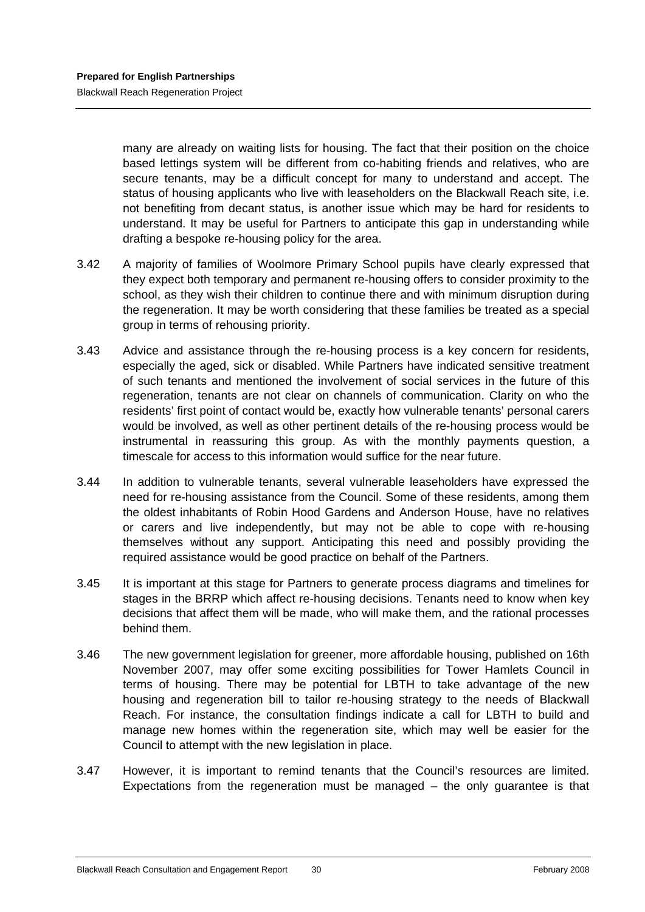many are already on waiting lists for housing. The fact that their position on the choice based lettings system will be different from co-habiting friends and relatives, who are secure tenants, may be a difficult concept for many to understand and accept. The status of housing applicants who live with leaseholders on the Blackwall Reach site, i.e. not benefiting from decant status, is another issue which may be hard for residents to understand. It may be useful for Partners to anticipate this gap in understanding while drafting a bespoke re-housing policy for the area.

3.42 A majority of families of Woolmore Primary School pupils have clearly expressed that they expect both temporary and permanent re-housing offers to consider proximity to the school, as they wish their children to continue there and with minimum disruption during the regeneration. It may be worth considering that these families be treated as a special group in terms of rehousing priority.

3.43 Advice and assistance through the re-housing process is a key concern for residents, especially the aged, sick or disabled. While Partners have indicated sensitive treatment of such tenants and mentioned the involvement of social services in the future of this regeneration, tenants are not clear on channels of communication. Clarity on who the residents' first point of contact would be, exactly how vulnerable tenants' personal carers would be involved, as well as other pertinent details of the re-housing process would be instrumental in reassuring this group. As with the monthly payments question, a timescale for access to this information would suffice for the near future.

3.44 In addition to vulnerable tenants, several vulnerable leaseholders have expressed the need for re-housing assistance from the Council. Some of these residents, among them the oldest inhabitants of Robin Hood Gardens and Anderson House, have no relatives or carers and live independently, but may not be able to cope with re-housing themselves without any support. Anticipating this need and possibly providing the required assistance would be good practice on behalf of the Partners.

3.45 It is important at this stage for Partners to generate process diagrams and timelines for stages in the BRRP which affect re-housing decisions. Tenants need to know when key decisions that affect them will be made, who will make them, and the rational processes behind them.

3.46 The new government legislation for greener, more affordable housing, published on 16th November 2007, may offer some exciting possibilities for Tower Hamlets Council in terms of housing. There may be potential for LBTH to take advantage of the new housing and regeneration bill to tailor re-housing strategy to the needs of Blackwall Reach. For instance, the consultation findings indicate a call for LBTH to build and manage new homes within the regeneration site, which may well be easier for the Council to attempt with the new legislation in place.

3.47 However, it is important to remind tenants that the Council's resources are limited. Expectations from the regeneration must be managed – the only guarantee is that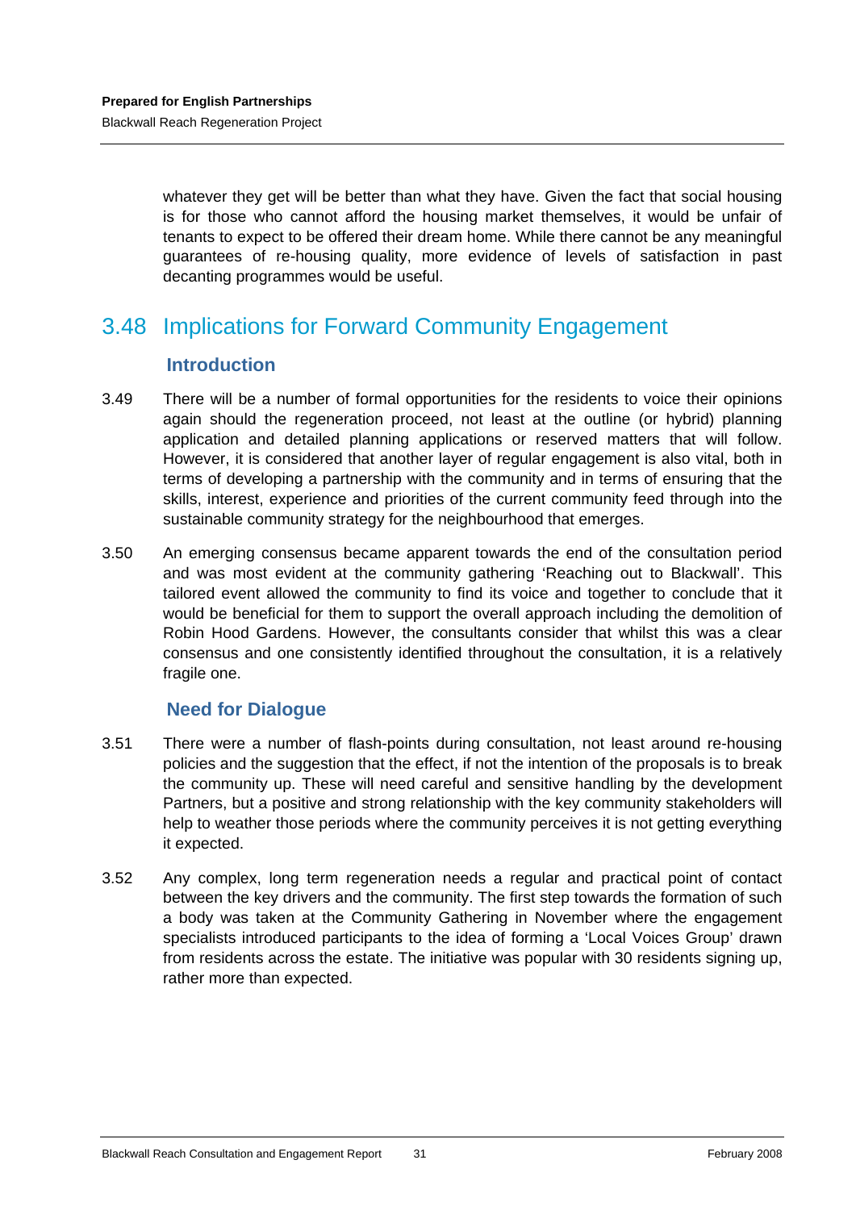whatever they get will be better than what they have. Given the fact that social housing is for those who cannot afford the housing market themselves, it would be unfair of tenants to expect to be offered their dream home. While there cannot be any meaningful guarantees of re-housing quality, more evidence of levels of satisfaction in past decanting programmes would be useful.

## 3.48 Implications for Forward Community Engagement

### Introduction

3.49 There will be a number of formal opportunities for the residents to voice their opinions again should the regeneration proceed, not least at the outline (or hybrid) planning application and detailed planning applications or reserved matters that will follow. However, it is considered that another layer of regular engagement is also vital, both in terms of developing a partnership with the community and in terms of ensuring that the skills, interest, experience and priorities of the current community feed through into the sustainable community strategy for the neighbourhood that emerges.

3.50 An emerging consensus became apparent towards the end of the consultation period and was most evident at the community gathering 'Reaching out to Blackwall'. This tailored event allowed the community to find its voice and together to conclude that it would be beneficial for them to support the overall approach including the demolition of Robin Hood Gardens. However, the consultants consider that whilst this was a clear consensus and one consistently identified throughout the consultation, it is a relatively fragile one.

### Need for Dialogue

3.51 There were a number of flash-points during consultation, not least around re-housing policies and the suggestion that the effect, if not the intention of the proposals is to break the community up. These will need careful and sensitive handling by the development Partners, but a positive and strong relationship with the key community stakeholders will help to weather those periods where the community perceives it is not getting everything it expected.

3.52 Any complex, long term regeneration needs a regular and practical point of contact between the key drivers and the community. The first step towards the formation of such a body was taken at the Community Gathering in November where the engagement specialists introduced participants to the idea of forming a 'Local Voices Group' drawn from residents across the estate. The initiative was popular with 30 residents signing up, rather more than expected.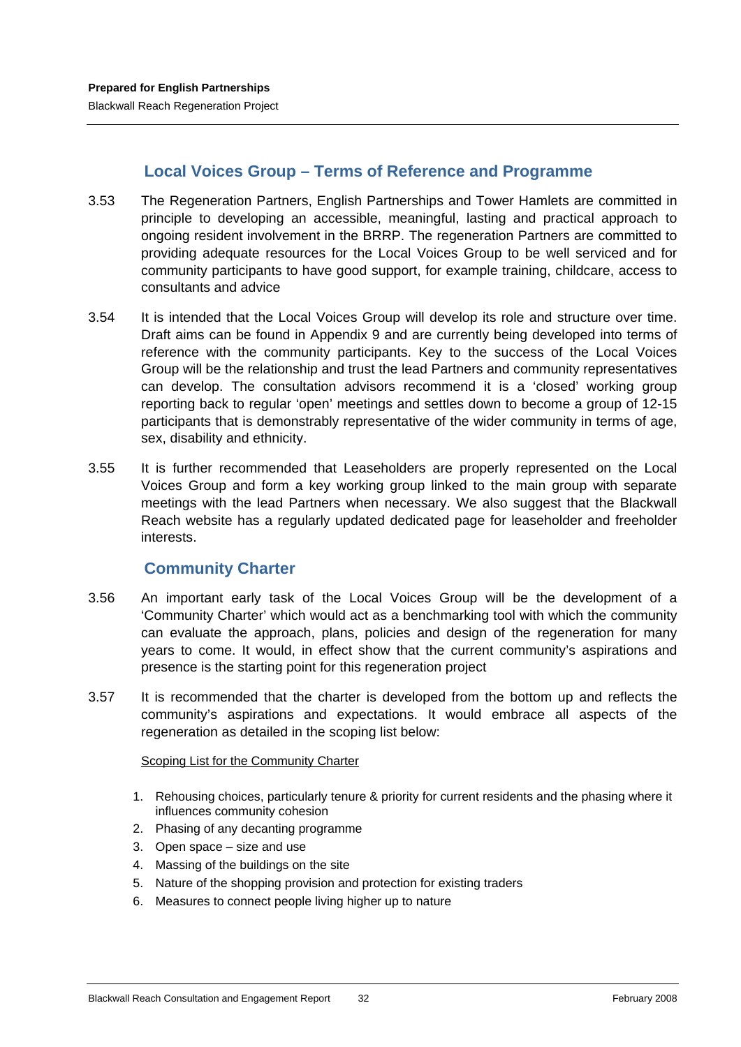## Local Voices Group – Terms of Reference and Programme

3.53 The Regeneration Partners, English Partnerships and Tower Hamlets are committed in principle to developing an accessible, meaningful, lasting and practical approach to ongoing resident involvement in the BRRP. The regeneration Partners are committed to providing adequate resources for the Local Voices Group to be well serviced and for community participants to have good support, for example training, childcare, access to consultants and advice

3.54 It is intended that the Local Voices Group will develop its role and structure over time. Draft aims can be found in Appendix 9 and are currently being developed into terms of reference with the community participants. Key to the success of the Local Voices Group will be the relationship and trust the lead Partners and community representatives can develop. The consultation advisors recommend it is a 'closed' working group reporting back to regular 'open' meetings and settles down to become a group of 12-15 participants that is demonstrably representative of the wider community in terms of age, sex, disability and ethnicity.

3.55 It is further recommended that Leaseholders are properly represented on the Local Voices Group and form a key working group linked to the main group with separate meetings with the lead Partners when necessary. We also suggest that the Blackwall Reach website has a regularly updated dedicated page for leaseholder and freeholder interests.

## Community Charter

3.56 An important early task of the Local Voices Group will be the development of a 'Community Charter' which would act as a benchmarking tool with which the community can evaluate the approach, plans, policies and design of the regeneration for many years to come. It would, in effect show that the current community's aspirations and presence is the starting point for this regeneration project

3.57 It is recommended that the charter is developed from the bottom up and reflects the community's aspirations and expectations. It would embrace all aspects of the regeneration as detailed in the scoping list below:

<u>Scoping List for the Community Charter</u>

1. Rehousing choices, particularly tenure & priority for current residents and the phasing where it influences community cohesion
2. Phasing of any decanting programme
3. Open space – size and use
4. Massing of the buildings on the site
5. Nature of the shopping provision and protection for existing traders
6. Measures to connect people living higher up to nature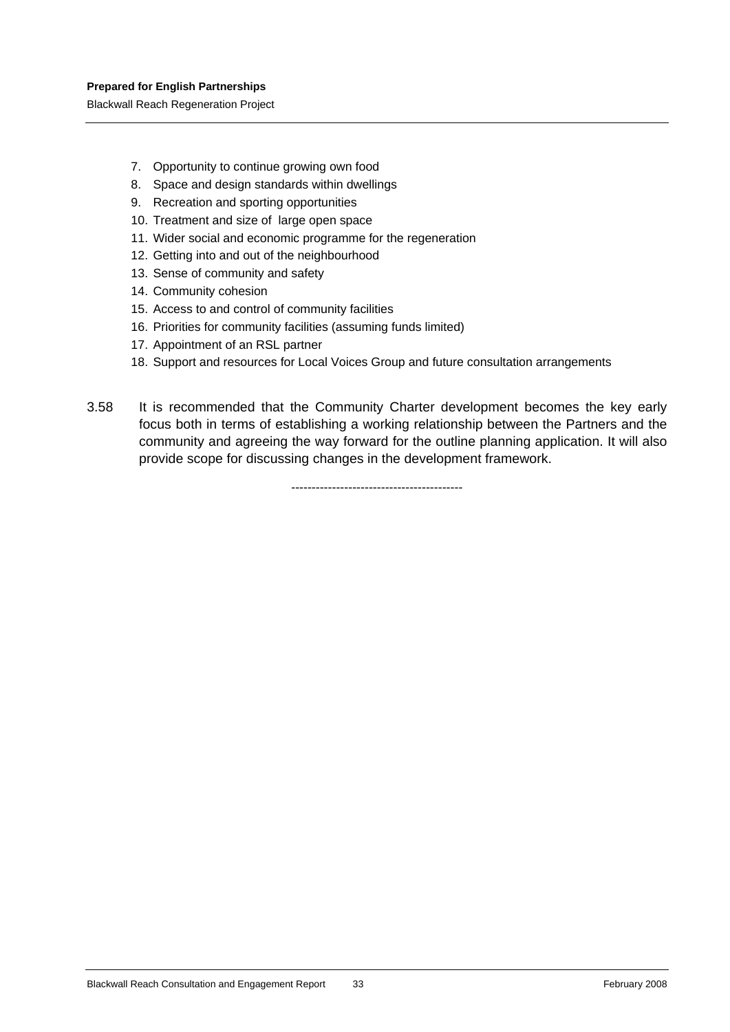7. Opportunity to continue growing own food
8. Space and design standards within dwellings
9. Recreation and sporting opportunities
10. Treatment and size of large open space
11. Wider social and economic programme for the regeneration
12. Getting into and out of the neighbourhood
13. Sense of community and safety
14. Community cohesion
15. Access to and control of community facilities
16. Priorities for community facilities (assuming funds limited)
17. Appointment of an RSL partner
18. Support and resources for Local Voices Group and future consultation arrangements

3.58 It is recommended that the Community Charter development becomes the key early focus both in terms of establishing a working relationship between the Partners and the community and agreeing the way forward for the outline planning application. It will also provide scope for discussing changes in the development framework.

-----------------------------------------